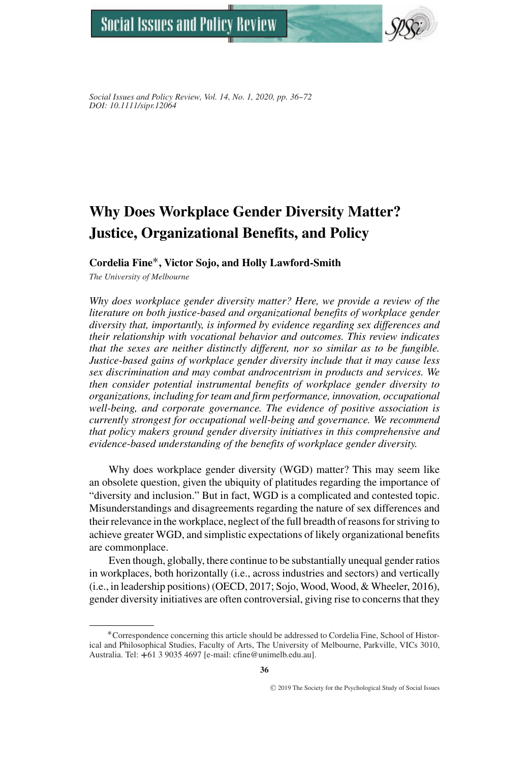# Why Does Workplace Gender Diversity Matter? Justice, Organizational Benefits, and Policy

**Cordelia Fine*, Victor Sojo, and Holly Lawford-Smith**

*The University of Melbourne*

*Why does workplace gender diversity matter? Here, we provide a review of the literature on both justice-based and organizational benefits of workplace gender diversity that, importantly, is informed by evidence regarding sex differences and their relationship with vocational behavior and outcomes. This review indicates that the sexes are neither distinctly different, nor so similar as to be fungible. Justice-based gains of workplace gender diversity include that it may cause less sex discrimination and may combat androcentrism in products and services. We then consider potential instrumental benefits of workplace gender diversity to organizations, including for team and firm performance, innovation, occupational well-being, and corporate governance. The evidence of positive association is currently strongest for occupational well-being and governance. We recommend that policy makers ground gender diversity initiatives in this comprehensive and evidence-based understanding of the benefits of workplace gender diversity.*

Why does workplace gender diversity (WGD) matter? This may seem like an obsolete question, given the ubiquity of platitudes regarding the importance of "diversity and inclusion." But in fact, WGD is a complicated and contested topic. Misunderstandings and disagreements regarding the nature of sex differences and their relevance in the workplace, neglect of the full breadth of reasons for striving to achieve greater WGD, and simplistic expectations of likely organizational benefits are commonplace.

Even though, globally, there continue to be substantially unequal gender ratios in workplaces, both horizontally (i.e., across industries and sectors) and vertically (i.e., in leadership positions) (OECD, 2017; Sojo, Wood, Wood, & Wheeler, 2016), gender diversity initiatives are often controversial, giving rise to concerns that they

---

*Correspondence concerning this article should be addressed to Cordelia Fine, School of Historical and Philosophical Studies, Faculty of Arts, The University of Melbourne, Parkville, VICs 3010, Australia. Tel: +61 3 9035 4697 [e-mail: cfine@unimelb.edu.au].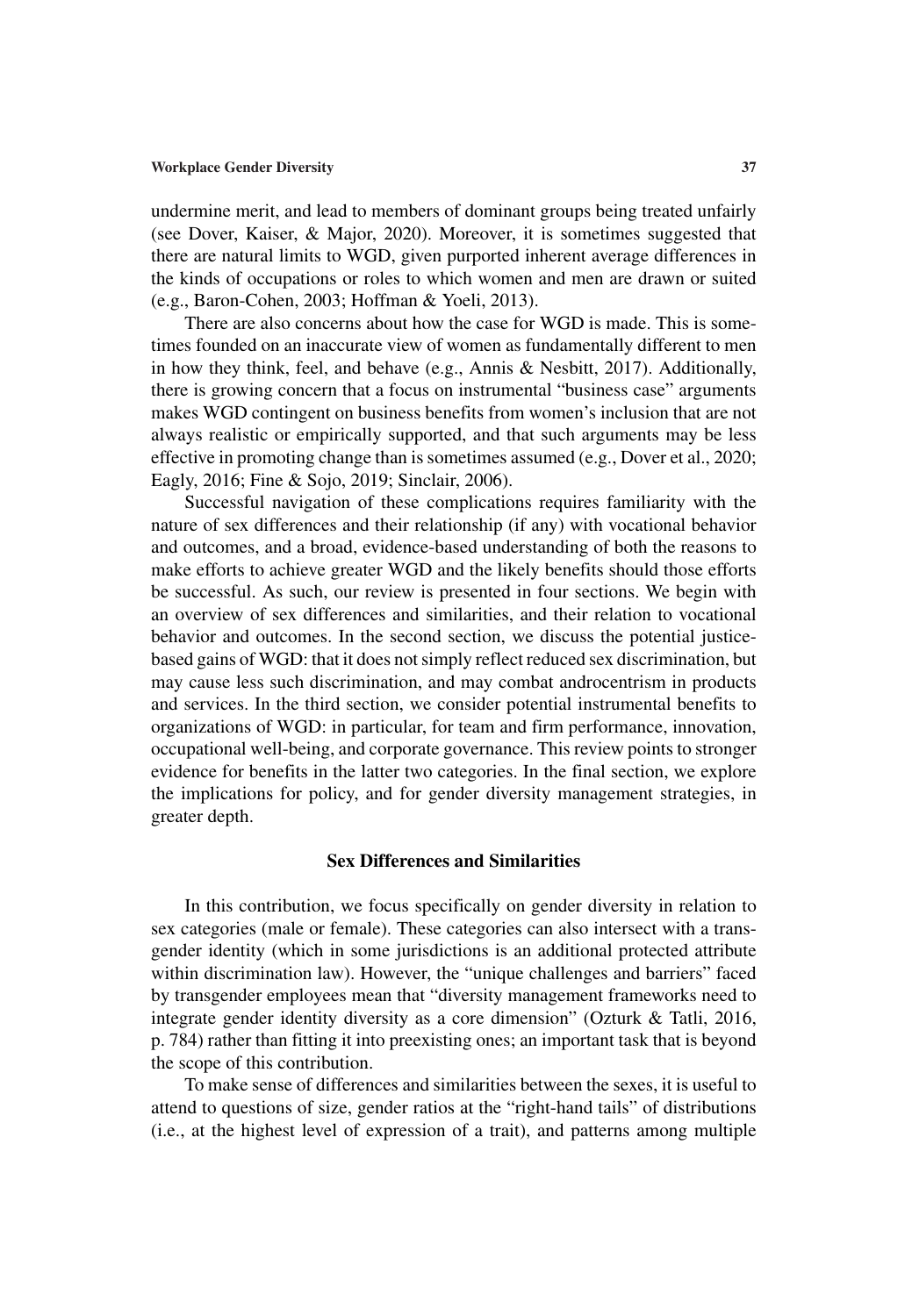undermine merit, and lead to members of dominant groups being treated unfairly (see Dover, Kaiser, & Major, 2020). Moreover, it is sometimes suggested that there are natural limits to WGD, given purported inherent average differences in the kinds of occupations or roles to which women and men are drawn or suited (e.g., Baron-Cohen, 2003; Hoffman & Yoeli, 2013).

There are also concerns about how the case for WGD is made. This is sometimes founded on an inaccurate view of women as fundamentally different to men in how they think, feel, and behave (e.g., Annis & Nesbitt, 2017). Additionally, there is growing concern that a focus on instrumental "business case" arguments makes WGD contingent on business benefits from women's inclusion that are not always realistic or empirically supported, and that such arguments may be less effective in promoting change than is sometimes assumed (e.g., Dover et al., 2020; Eagly, 2016; Fine & Sojo, 2019; Sinclair, 2006).

Successful navigation of these complications requires familiarity with the nature of sex differences and their relationship (if any) with vocational behavior and outcomes, and a broad, evidence-based understanding of both the reasons to make efforts to achieve greater WGD and the likely benefits should those efforts be successful. As such, our review is presented in four sections. We begin with an overview of sex differences and similarities, and their relation to vocational behavior and outcomes. In the second section, we discuss the potential justice-based gains of WGD: that it does not simply reflect reduced sex discrimination, but may cause less such discrimination, and may combat androcentrism in products and services. In the third section, we consider potential instrumental benefits to organizations of WGD: in particular, for team and firm performance, innovation, occupational well-being, and corporate governance. This review points to stronger evidence for benefits in the latter two categories. In the final section, we explore the implications for policy, and for gender diversity management strategies, in greater depth.

## Sex Differences and Similarities

In this contribution, we focus specifically on gender diversity in relation to sex categories (male or female). These categories can also intersect with a transgender identity (which in some jurisdictions is an additional protected attribute within discrimination law). However, the "unique challenges and barriers" faced by transgender employees mean that "diversity management frameworks need to integrate gender identity diversity as a core dimension" (Ozturk & Tatli, 2016, p. 784) rather than fitting it into preexisting ones; an important task that is beyond the scope of this contribution.

To make sense of differences and similarities between the sexes, it is useful to attend to questions of size, gender ratios at the "right-hand tails" of distributions (i.e., at the highest level of expression of a trait), and patterns among multiple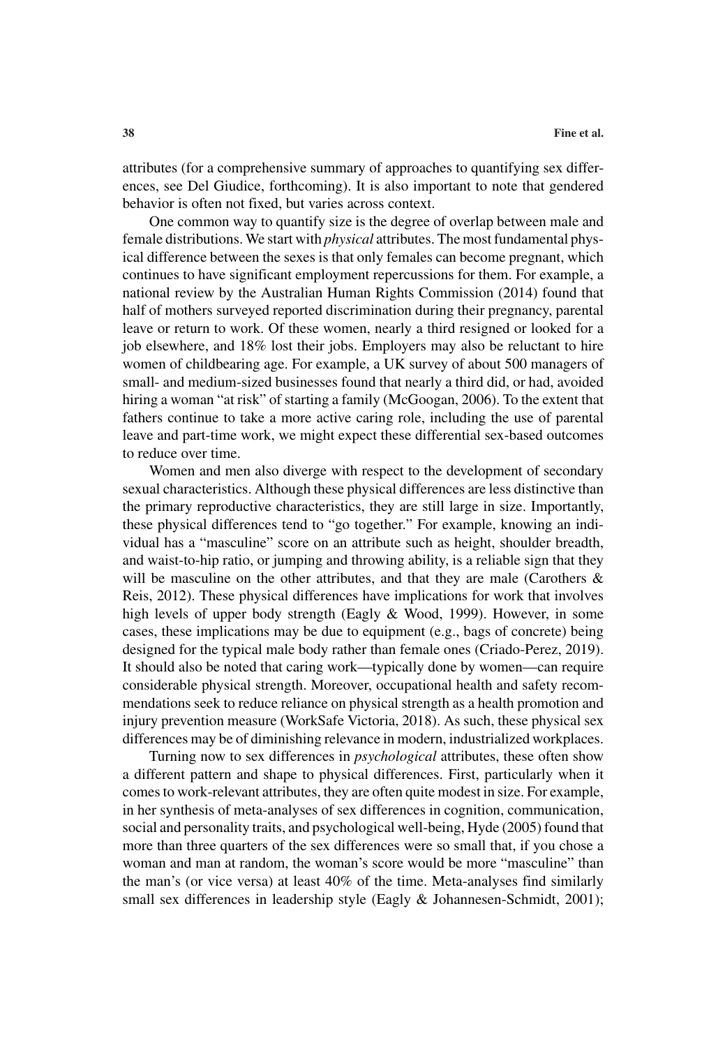attributes (for a comprehensive summary of approaches to quantifying sex differences, see Del Giudice, forthcoming). It is also important to note that gendered behavior is often not fixed, but varies across context.

One common way to quantify size is the degree of overlap between male and female distributions. We start with *physical* attributes. The most fundamental physical difference between the sexes is that only females can become pregnant, which continues to have significant employment repercussions for them. For example, a national review by the Australian Human Rights Commission (2014) found that half of mothers surveyed reported discrimination during their pregnancy, parental leave or return to work. Of these women, nearly a third resigned or looked for a job elsewhere, and 18% lost their jobs. Employers may also be reluctant to hire women of childbearing age. For example, a UK survey of about 500 managers of small- and medium-sized businesses found that nearly a third did, or had, avoided hiring a woman "at risk" of starting a family (McGoogan, 2006). To the extent that fathers continue to take a more active caring role, including the use of parental leave and part-time work, we might expect these differential sex-based outcomes to reduce over time.

Women and men also diverge with respect to the development of secondary sexual characteristics. Although these physical differences are less distinctive than the primary reproductive characteristics, they are still large in size. Importantly, these physical differences tend to "go together." For example, knowing an individual has a "masculine" score on an attribute such as height, shoulder breadth, and waist-to-hip ratio, or jumping and throwing ability, is a reliable sign that they will be masculine on the other attributes, and that they are male (Carothers & Reis, 2012). These physical differences have implications for work that involves high levels of upper body strength (Eagly & Wood, 1999). However, in some cases, these implications may be due to equipment (e.g., bags of concrete) being designed for the typical male body rather than female ones (Criado-Perez, 2019). It should also be noted that caring work—typically done by women—can require considerable physical strength. Moreover, occupational health and safety recommendations seek to reduce reliance on physical strength as a health promotion and injury prevention measure (WorkSafe Victoria, 2018). As such, these physical sex differences may be of diminishing relevance in modern, industrialized workplaces.

Turning now to sex differences in *psychological* attributes, these often show a different pattern and shape to physical differences. First, particularly when it comes to work-relevant attributes, they are often quite modest in size. For example, in her synthesis of meta-analyses of sex differences in cognition, communication, social and personality traits, and psychological well-being, Hyde (2005) found that more than three quarters of the sex differences were so small that, if you chose a woman and man at random, the woman's score would be more "masculine" than the man's (or vice versa) at least 40% of the time. Meta-analyses find similarly small sex differences in leadership style (Eagly & Johannesen-Schmidt, 2001);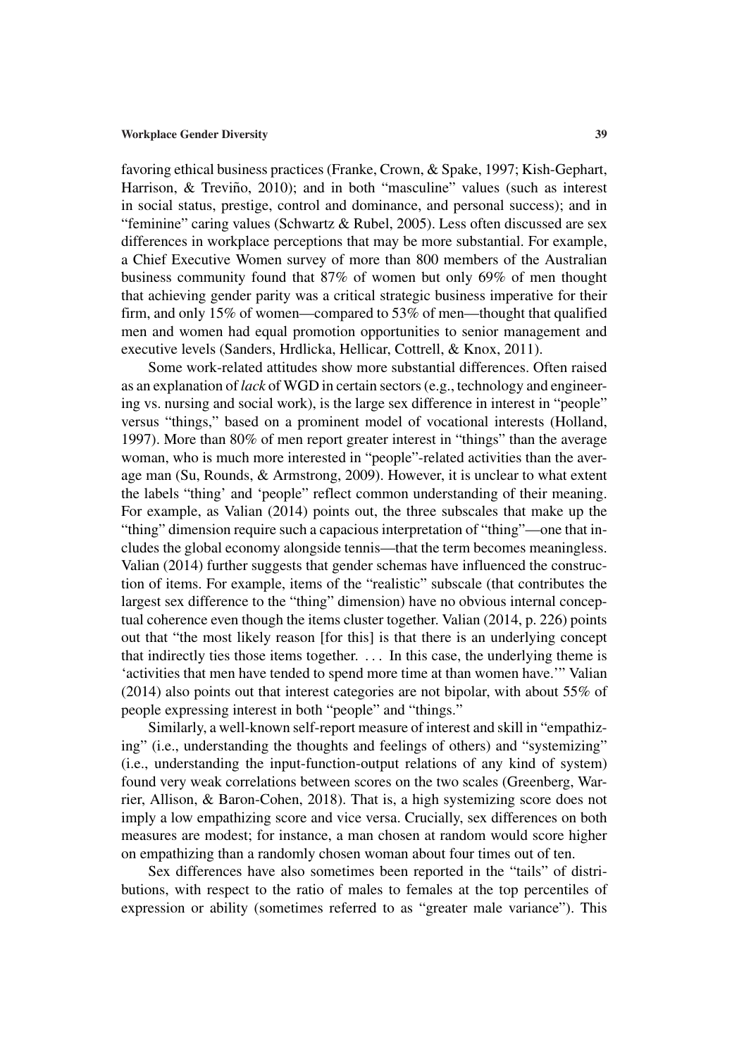favoring ethical business practices (Franke, Crown, & Spake, 1997; Kish-Gephart, Harrison, & Treviño, 2010); and in both "masculine" values (such as interest in social status, prestige, control and dominance, and personal success); and in "feminine" caring values (Schwartz & Rubel, 2005). Less often discussed are sex differences in workplace perceptions that may be more substantial. For example, a Chief Executive Women survey of more than 800 members of the Australian business community found that 87% of women but only 69% of men thought that achieving gender parity was a critical strategic business imperative for their firm, and only 15% of women—compared to 53% of men—thought that qualified men and women had equal promotion opportunities to senior management and executive levels (Sanders, Hrdlicka, Hellicar, Cottrell, & Knox, 2011).

Some work-related attitudes show more substantial differences. Often raised as an explanation of *lack* of WGD in certain sectors (e.g., technology and engineering vs. nursing and social work), is the large sex difference in interest in "people" versus "things," based on a prominent model of vocational interests (Holland, 1997). More than 80% of men report greater interest in "things" than the average woman, who is much more interested in "people"-related activities than the average man (Su, Rounds, & Armstrong, 2009). However, it is unclear to what extent the labels "thing' and 'people" reflect common understanding of their meaning. For example, as Valian (2014) points out, the three subscales that make up the "thing" dimension require such a capacious interpretation of "thing"—one that includes the global economy alongside tennis—that the term becomes meaningless. Valian (2014) further suggests that gender schemas have influenced the construction of items. For example, items of the "realistic" subscale (that contributes the largest sex difference to the "thing" dimension) have no obvious internal conceptual coherence even though the items cluster together. Valian (2014, p. 226) points out that "the most likely reason [for this] is that there is an underlying concept that indirectly ties those items together. . . . In this case, the underlying theme is 'activities that men have tended to spend more time at than women have.'" Valian (2014) also points out that interest categories are not bipolar, with about 55% of people expressing interest in both "people" and "things."

Similarly, a well-known self-report measure of interest and skill in "empathizing" (i.e., understanding the thoughts and feelings of others) and "systemizing" (i.e., understanding the input-function-output relations of any kind of system) found very weak correlations between scores on the two scales (Greenberg, Warrier, Allison, & Baron-Cohen, 2018). That is, a high systemizing score does not imply a low empathizing score and vice versa. Crucially, sex differences on both measures are modest; for instance, a man chosen at random would score higher on empathizing than a randomly chosen woman about four times out of ten.

Sex differences have also sometimes been reported in the "tails" of distributions, with respect to the ratio of males to females at the top percentiles of expression or ability (sometimes referred to as "greater male variance"). This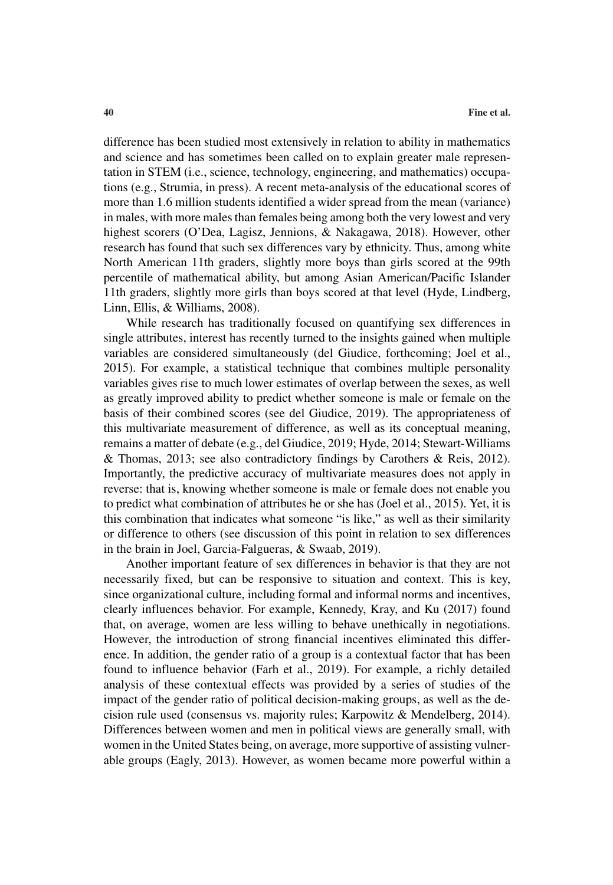difference has been studied most extensively in relation to ability in mathematics and science and has sometimes been called on to explain greater male representation in STEM (i.e., science, technology, engineering, and mathematics) occupations (e.g., Strumia, in press). A recent meta-analysis of the educational scores of more than 1.6 million students identified a wider spread from the mean (variance) in males, with more males than females being among both the very lowest and very highest scorers (O'Dea, Lagisz, Jennions, & Nakagawa, 2018). However, other research has found that such sex differences vary by ethnicity. Thus, among white North American 11th graders, slightly more boys than girls scored at the 99th percentile of mathematical ability, but among Asian American/Pacific Islander 11th graders, slightly more girls than boys scored at that level (Hyde, Lindberg, Linn, Ellis, & Williams, 2008).

While research has traditionally focused on quantifying sex differences in single attributes, interest has recently turned to the insights gained when multiple variables are considered simultaneously (del Giudice, forthcoming; Joel et al., 2015). For example, a statistical technique that combines multiple personality variables gives rise to much lower estimates of overlap between the sexes, as well as greatly improved ability to predict whether someone is male or female on the basis of their combined scores (see del Giudice, 2019). The appropriateness of this multivariate measurement of difference, as well as its conceptual meaning, remains a matter of debate (e.g., del Giudice, 2019; Hyde, 2014; Stewart-Williams & Thomas, 2013; see also contradictory findings by Carothers & Reis, 2012). Importantly, the predictive accuracy of multivariate measures does not apply in reverse: that is, knowing whether someone is male or female does not enable you to predict what combination of attributes he or she has (Joel et al., 2015). Yet, it is this combination that indicates what someone "is like," as well as their similarity or difference to others (see discussion of this point in relation to sex differences in the brain in Joel, Garcia-Falgueras, & Swaab, 2019).

Another important feature of sex differences in behavior is that they are not necessarily fixed, but can be responsive to situation and context. This is key, since organizational culture, including formal and informal norms and incentives, clearly influences behavior. For example, Kennedy, Kray, and Ku (2017) found that, on average, women are less willing to behave unethically in negotiations. However, the introduction of strong financial incentives eliminated this difference. In addition, the gender ratio of a group is a contextual factor that has been found to influence behavior (Farh et al., 2019). For example, a richly detailed analysis of these contextual effects was provided by a series of studies of the impact of the gender ratio of political decision-making groups, as well as the decision rule used (consensus vs. majority rules; Karpowitz & Mendelberg, 2014). Differences between women and men in political views are generally small, with women in the United States being, on average, more supportive of assisting vulnerable groups (Eagly, 2013). However, as women became more powerful within a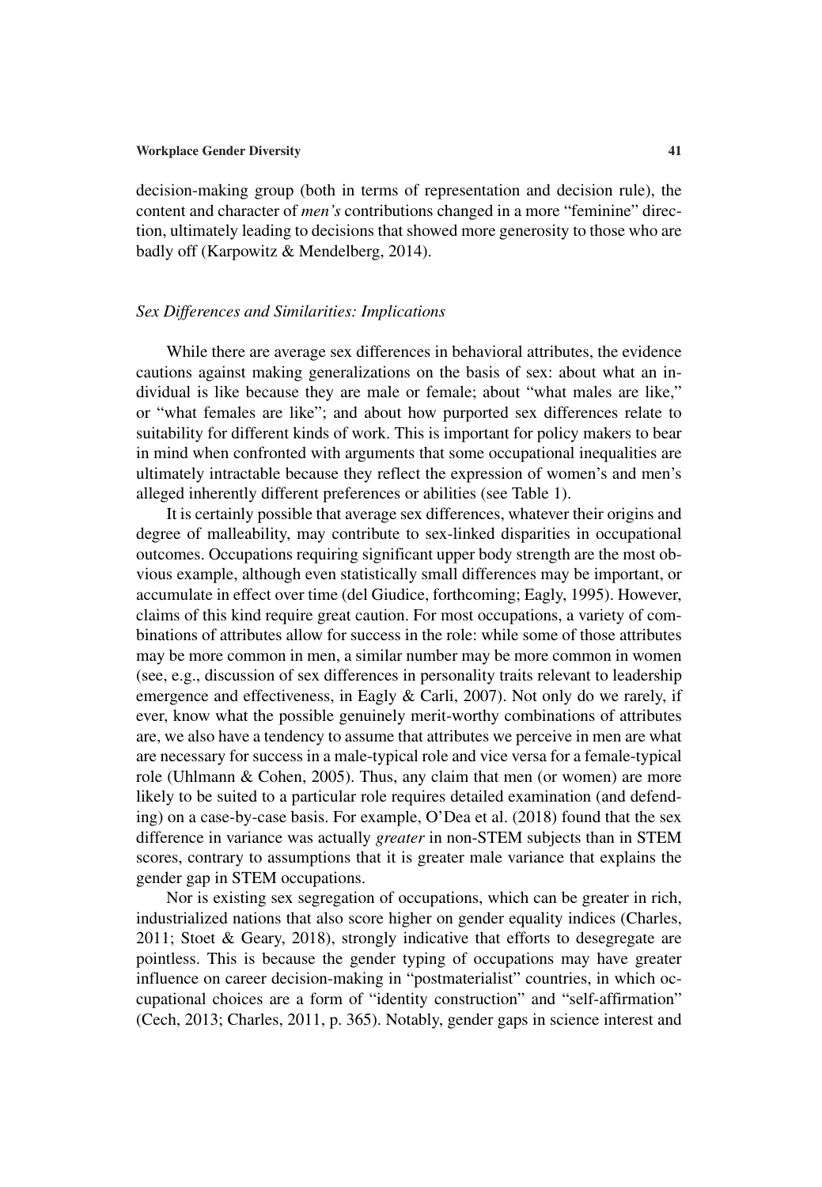decision-making group (both in terms of representation and decision rule), the content and character of *men's* contributions changed in a more "feminine" direction, ultimately leading to decisions that showed more generosity to those who are badly off (Karpowitz & Mendelberg, 2014).

### *Sex Differences and Similarities: Implications*

While there are average sex differences in behavioral attributes, the evidence cautions against making generalizations on the basis of sex: about what an individual is like because they are male or female; about "what males are like," or "what females are like"; and about how purported sex differences relate to suitability for different kinds of work. This is important for policy makers to bear in mind when confronted with arguments that some occupational inequalities are ultimately intractable because they reflect the expression of women's and men's alleged inherently different preferences or abilities (see Table 1).

It is certainly possible that average sex differences, whatever their origins and degree of malleability, may contribute to sex-linked disparities in occupational outcomes. Occupations requiring significant upper body strength are the most obvious example, although even statistically small differences may be important, or accumulate in effect over time (del Giudice, forthcoming; Eagly, 1995). However, claims of this kind require great caution. For most occupations, a variety of combinations of attributes allow for success in the role: while some of those attributes may be more common in men, a similar number may be more common in women (see, e.g., discussion of sex differences in personality traits relevant to leadership emergence and effectiveness, in Eagly & Carli, 2007). Not only do we rarely, if ever, know what the possible genuinely merit-worthy combinations of attributes are, we also have a tendency to assume that attributes we perceive in men are what are necessary for success in a male-typical role and vice versa for a female-typical role (Uhlmann & Cohen, 2005). Thus, any claim that men (or women) are more likely to be suited to a particular role requires detailed examination (and defending) on a case-by-case basis. For example, O'Dea et al. (2018) found that the sex difference in variance was actually *greater* in non-STEM subjects than in STEM scores, contrary to assumptions that it is greater male variance that explains the gender gap in STEM occupations.

Nor is existing sex segregation of occupations, which can be greater in rich, industrialized nations that also score higher on gender equality indices (Charles, 2011; Stoet & Geary, 2018), strongly indicative that efforts to desegregate are pointless. This is because the gender typing of occupations may have greater influence on career decision-making in "postmaterialist" countries, in which occupational choices are a form of "identity construction" and "self-affirmation" (Cech, 2013; Charles, 2011, p. 365). Notably, gender gaps in science interest and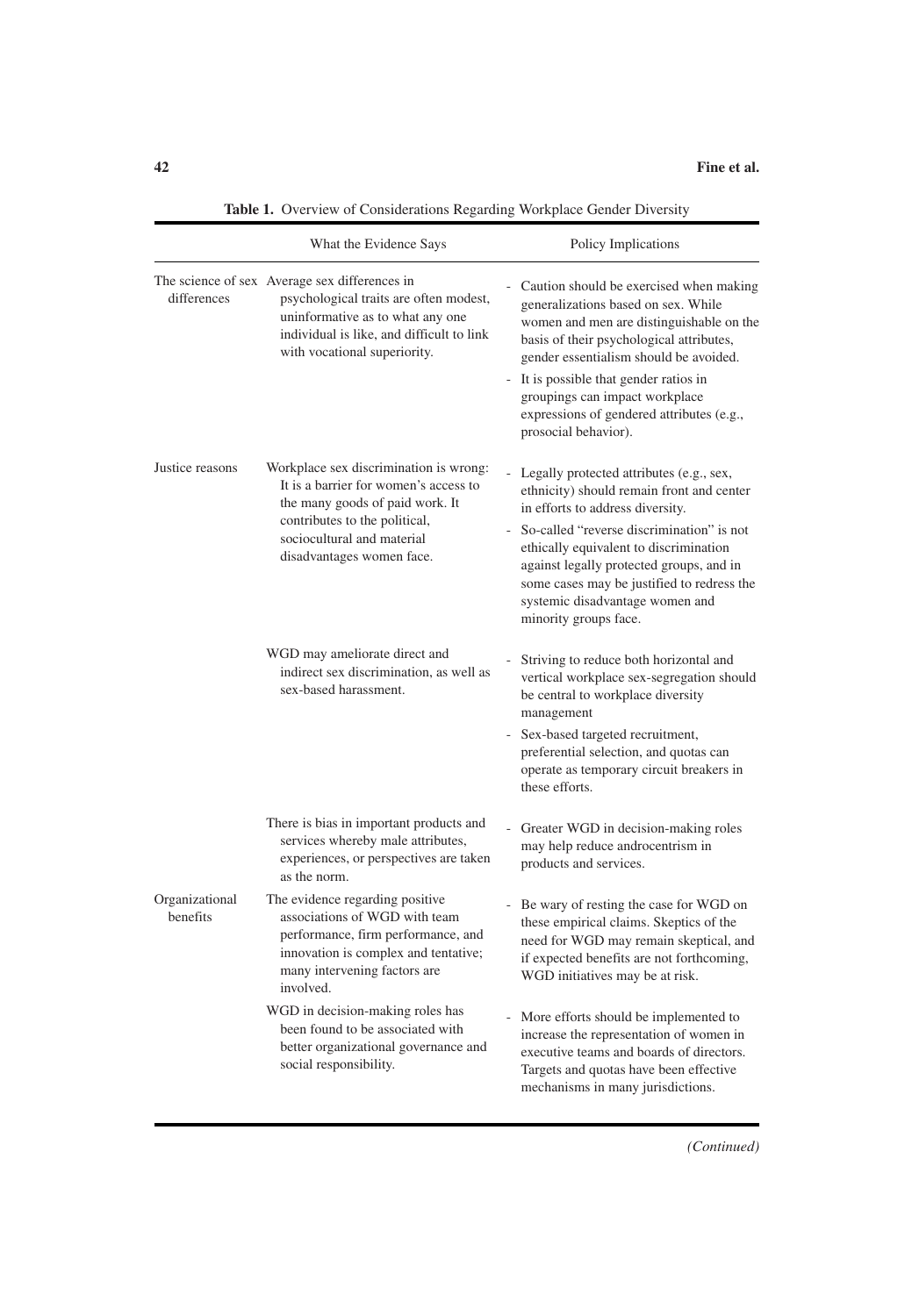**Table 1.** Overview of Considerations Regarding Workplace Gender Diversity

| | What the Evidence Says | Policy Implications |
|---|---|---|
| The science of sex differences | Average sex differences in psychological traits are often modest, uninformative as to what any one individual is like, and difficult to link with vocational superiority. | - Caution should be exercised when making generalizations based on sex. While women and men are distinguishable on the basis of their psychological attributes, gender essentialism should be avoided. <br> - It is possible that gender ratios in groupings can impact workplace expressions of gendered attributes (e.g., prosocial behavior). |
| Justice reasons | Workplace sex discrimination is wrong: It is a barrier for women's access to the many goods of paid work. It contributes to the political, sociocultural and material disadvantages women face. | - Legally protected attributes (e.g., sex, ethnicity) should remain front and center in efforts to address diversity. <br> - So-called "reverse discrimination" is not ethically equivalent to discrimination against legally protected groups, and in some cases may be justified to redress the systemic disadvantage women and minority groups face. |
| | WGD may ameliorate direct and indirect sex discrimination, as well as sex-based harassment. | - Striving to reduce both horizontal and vertical workplace sex-segregation should be central to workplace diversity management <br> - Sex-based targeted recruitment, preferential selection, and quotas can operate as temporary circuit breakers in these efforts. |
| | There is bias in important products and services whereby male attributes, experiences, or perspectives are taken as the norm. | - Greater WGD in decision-making roles may help reduce androcentrism in products and services. |
| Organizational benefits | The evidence regarding positive associations of WGD with team performance, firm performance, and innovation is complex and tentative; many intervening factors are involved. | - Be wary of resting the case for WGD on these empirical claims. Skeptics of the need for WGD may remain skeptical, and if expected benefits are not forthcoming, WGD initiatives may be at risk. |
| | WGD in decision-making roles has been found to be associated with better organizational governance and social responsibility. | - More efforts should be implemented to increase the representation of women in executive teams and boards of directors. Targets and quotas have been effective mechanisms in many jurisdictions. |

*(Continued)*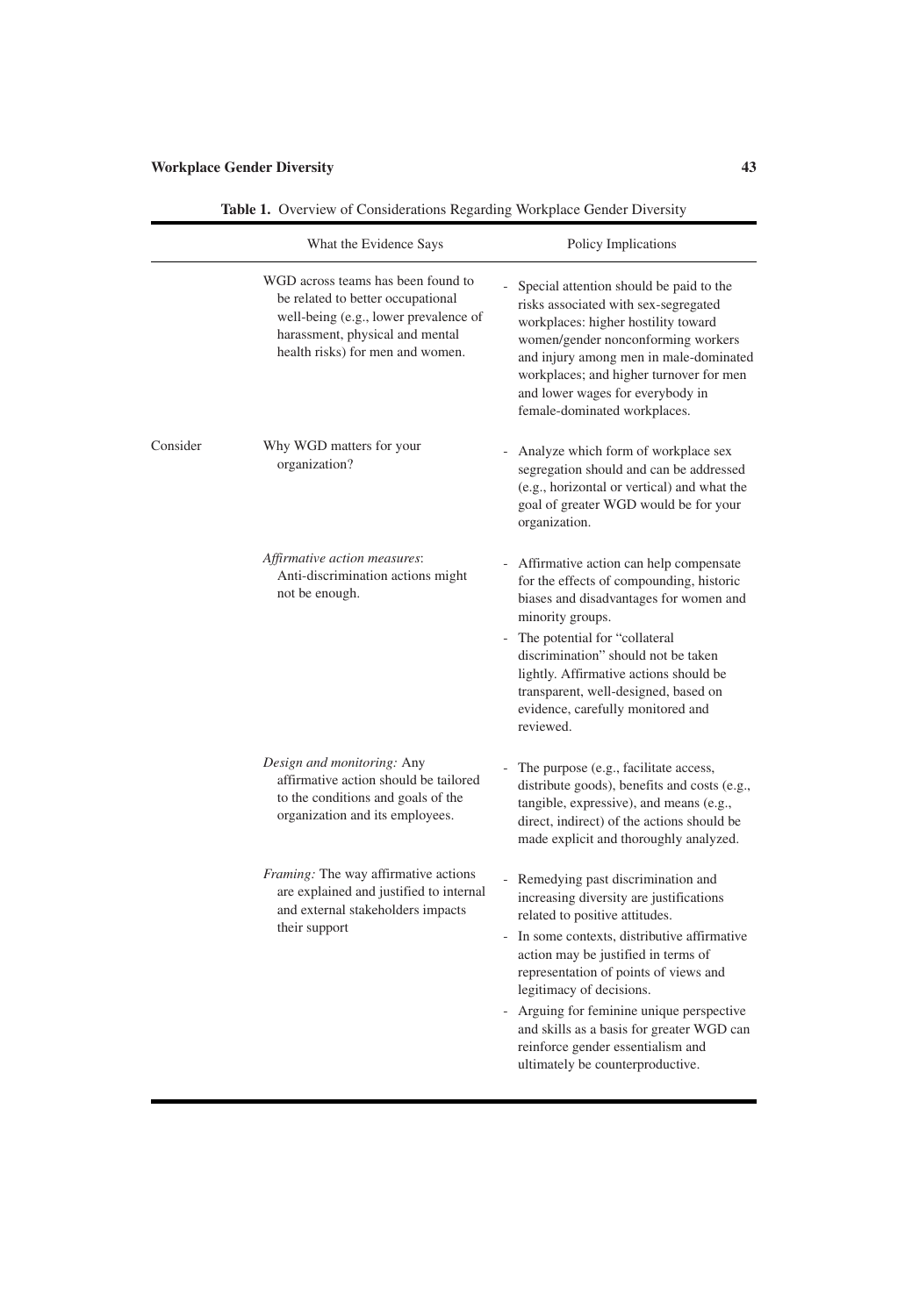**Table 1.** Overview of Considerations Regarding Workplace Gender Diversity

| | What the Evidence Says | Policy Implications |
|---|---|---|
| | WGD across teams has been found to be related to better occupational well-being (e.g., lower prevalence of harassment, physical and mental health risks) for men and women. | - Special attention should be paid to the risks associated with sex-segregated workplaces: higher hostility toward women/gender nonconforming workers and injury among men in male-dominated workplaces; and higher turnover for men and lower wages for everybody in female-dominated workplaces. |
| Consider | Why WGD matters for your organization? | - Analyze which form of workplace sex segregation should and can be addressed (e.g., horizontal or vertical) and what the goal of greater WGD would be for your organization. |
| | *Affirmative action measures*: Anti-discrimination actions might not be enough. | - Affirmative action can help compensate for the effects of compounding, historic biases and disadvantages for women and minority groups.<br>- The potential for "collateral discrimination" should not be taken lightly. Affirmative actions should be transparent, well-designed, based on evidence, carefully monitored and reviewed. |
| | *Design and monitoring:* Any affirmative action should be tailored to the conditions and goals of the organization and its employees. | - The purpose (e.g., facilitate access, distribute goods), benefits and costs (e.g., tangible, expressive), and means (e.g., direct, indirect) of the actions should be made explicit and thoroughly analyzed. |
| | *Framing:* The way affirmative actions are explained and justified to internal and external stakeholders impacts their support | - Remedying past discrimination and increasing diversity are justifications related to positive attitudes.<br>- In some contexts, distributive affirmative action may be justified in terms of representation of points of views and legitimacy of decisions.<br>- Arguing for feminine unique perspective and skills as a basis for greater WGD can reinforce gender essentialism and ultimately be counterproductive. |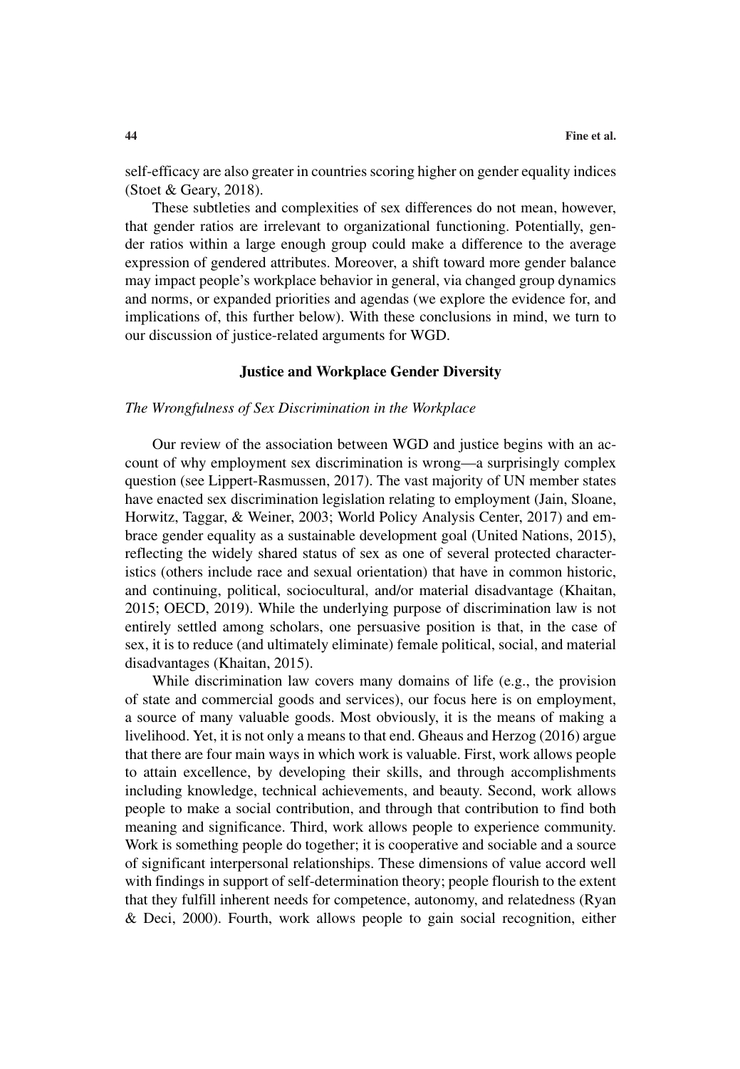self-efficacy are also greater in countries scoring higher on gender equality indices (Stoet & Geary, 2018).

These subtleties and complexities of sex differences do not mean, however, that gender ratios are irrelevant to organizational functioning. Potentially, gender ratios within a large enough group could make a difference to the average expression of gendered attributes. Moreover, a shift toward more gender balance may impact people's workplace behavior in general, via changed group dynamics and norms, or expanded priorities and agendas (we explore the evidence for, and implications of, this further below). With these conclusions in mind, we turn to our discussion of justice-related arguments for WGD.

## Justice and Workplace Gender Diversity

### *The Wrongfulness of Sex Discrimination in the Workplace*

Our review of the association between WGD and justice begins with an account of why employment sex discrimination is wrong—a surprisingly complex question (see Lippert-Rasmussen, 2017). The vast majority of UN member states have enacted sex discrimination legislation relating to employment (Jain, Sloane, Horwitz, Taggar, & Weiner, 2003; World Policy Analysis Center, 2017) and embrace gender equality as a sustainable development goal (United Nations, 2015), reflecting the widely shared status of sex as one of several protected characteristics (others include race and sexual orientation) that have in common historic, and continuing, political, sociocultural, and/or material disadvantage (Khaitan, 2015; OECD, 2019). While the underlying purpose of discrimination law is not entirely settled among scholars, one persuasive position is that, in the case of sex, it is to reduce (and ultimately eliminate) female political, social, and material disadvantages (Khaitan, 2015).

While discrimination law covers many domains of life (e.g., the provision of state and commercial goods and services), our focus here is on employment, a source of many valuable goods. Most obviously, it is the means of making a livelihood. Yet, it is not only a means to that end. Gheaus and Herzog (2016) argue that there are four main ways in which work is valuable. First, work allows people to attain excellence, by developing their skills, and through accomplishments including knowledge, technical achievements, and beauty. Second, work allows people to make a social contribution, and through that contribution to find both meaning and significance. Third, work allows people to experience community. Work is something people do together; it is cooperative and sociable and a source of significant interpersonal relationships. These dimensions of value accord well with findings in support of self-determination theory; people flourish to the extent that they fulfill inherent needs for competence, autonomy, and relatedness (Ryan & Deci, 2000). Fourth, work allows people to gain social recognition, either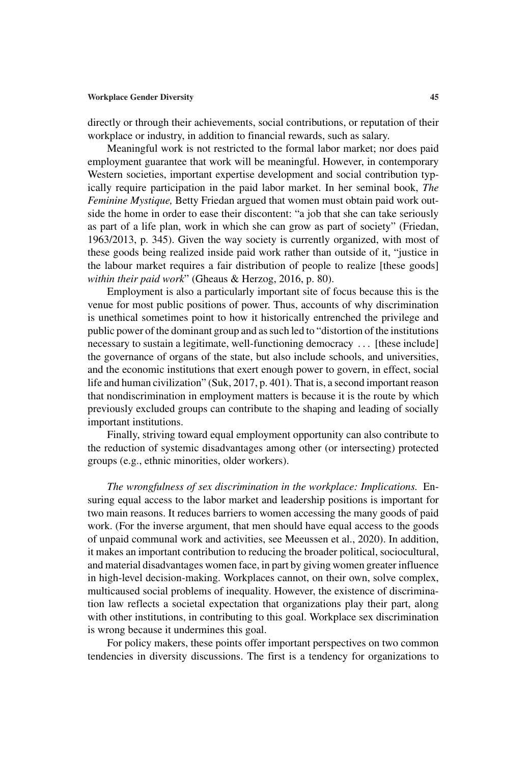directly or through their achievements, social contributions, or reputation of their workplace or industry, in addition to financial rewards, such as salary.

Meaningful work is not restricted to the formal labor market; nor does paid employment guarantee that work will be meaningful. However, in contemporary Western societies, important expertise development and social contribution typically require participation in the paid labor market. In her seminal book, *The Feminine Mystique,* Betty Friedan argued that women must obtain paid work outside the home in order to ease their discontent: "a job that she can take seriously as part of a life plan, work in which she can grow as part of society" (Friedan, 1963/2013, p. 345). Given the way society is currently organized, with most of these goods being realized inside paid work rather than outside of it, "justice in the labour market requires a fair distribution of people to realize [these goods] *within their paid work*" (Gheaus & Herzog, 2016, p. 80).

Employment is also a particularly important site of focus because this is the venue for most public positions of power. Thus, accounts of why discrimination is unethical sometimes point to how it historically entrenched the privilege and public power of the dominant group and as such led to "distortion of the institutions necessary to sustain a legitimate, well-functioning democracy . . . [these include] the governance of organs of the state, but also include schools, and universities, and the economic institutions that exert enough power to govern, in effect, social life and human civilization" (Suk, 2017, p. 401). That is, a second important reason that nondiscrimination in employment matters is because it is the route by which previously excluded groups can contribute to the shaping and leading of socially important institutions.

Finally, striving toward equal employment opportunity can also contribute to the reduction of systemic disadvantages among other (or intersecting) protected groups (e.g., ethnic minorities, older workers).

*The wrongfulness of sex discrimination in the workplace: Implications.* Ensuring equal access to the labor market and leadership positions is important for two main reasons. It reduces barriers to women accessing the many goods of paid work. (For the inverse argument, that men should have equal access to the goods of unpaid communal work and activities, see Meeussen et al., 2020). In addition, it makes an important contribution to reducing the broader political, sociocultural, and material disadvantages women face, in part by giving women greater influence in high-level decision-making. Workplaces cannot, on their own, solve complex, multicaused social problems of inequality. However, the existence of discrimination law reflects a societal expectation that organizations play their part, along with other institutions, in contributing to this goal. Workplace sex discrimination is wrong because it undermines this goal.

For policy makers, these points offer important perspectives on two common tendencies in diversity discussions. The first is a tendency for organizations to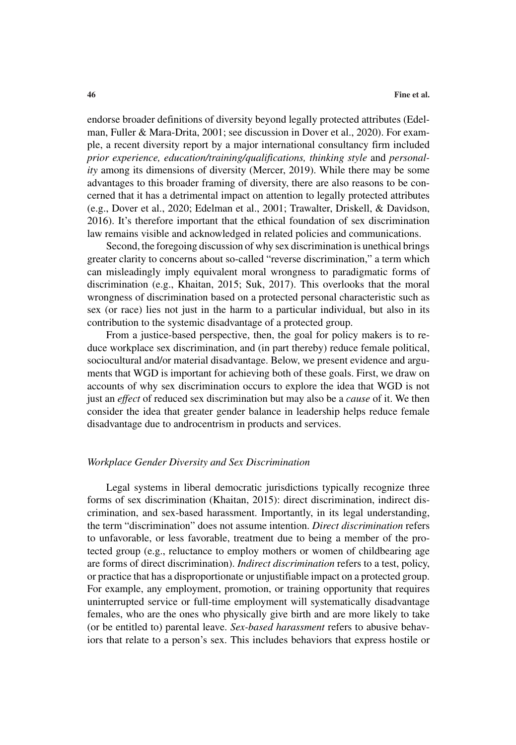endorse broader definitions of diversity beyond legally protected attributes (Edelman, Fuller & Mara-Drita, 2001; see discussion in Dover et al., 2020). For example, a recent diversity report by a major international consultancy firm included *prior experience, education/training/qualifications, thinking style* and *personality* among its dimensions of diversity (Mercer, 2019). While there may be some advantages to this broader framing of diversity, there are also reasons to be concerned that it has a detrimental impact on attention to legally protected attributes (e.g., Dover et al., 2020; Edelman et al., 2001; Trawalter, Driskell, & Davidson, 2016). It's therefore important that the ethical foundation of sex discrimination law remains visible and acknowledged in related policies and communications.

Second, the foregoing discussion of why sex discrimination is unethical brings greater clarity to concerns about so-called "reverse discrimination," a term which can misleadingly imply equivalent moral wrongness to paradigmatic forms of discrimination (e.g., Khaitan, 2015; Suk, 2017). This overlooks that the moral wrongness of discrimination based on a protected personal characteristic such as sex (or race) lies not just in the harm to a particular individual, but also in its contribution to the systemic disadvantage of a protected group.

From a justice-based perspective, then, the goal for policy makers is to reduce workplace sex discrimination, and (in part thereby) reduce female political, sociocultural and/or material disadvantage. Below, we present evidence and arguments that WGD is important for achieving both of these goals. First, we draw on accounts of why sex discrimination occurs to explore the idea that WGD is not just an *effect* of reduced sex discrimination but may also be a *cause* of it. We then consider the idea that greater gender balance in leadership helps reduce female disadvantage due to androcentrism in products and services.

### *Workplace Gender Diversity and Sex Discrimination*

Legal systems in liberal democratic jurisdictions typically recognize three forms of sex discrimination (Khaitan, 2015): direct discrimination, indirect discrimination, and sex-based harassment. Importantly, in its legal understanding, the term "discrimination" does not assume intention. *Direct discrimination* refers to unfavorable, or less favorable, treatment due to being a member of the protected group (e.g., reluctance to employ mothers or women of childbearing age are forms of direct discrimination). *Indirect discrimination* refers to a test, policy, or practice that has a disproportionate or unjustifiable impact on a protected group. For example, any employment, promotion, or training opportunity that requires uninterrupted service or full-time employment will systematically disadvantage females, who are the ones who physically give birth and are more likely to take (or be entitled to) parental leave. *Sex-based harassment* refers to abusive behaviors that relate to a person's sex. This includes behaviors that express hostile or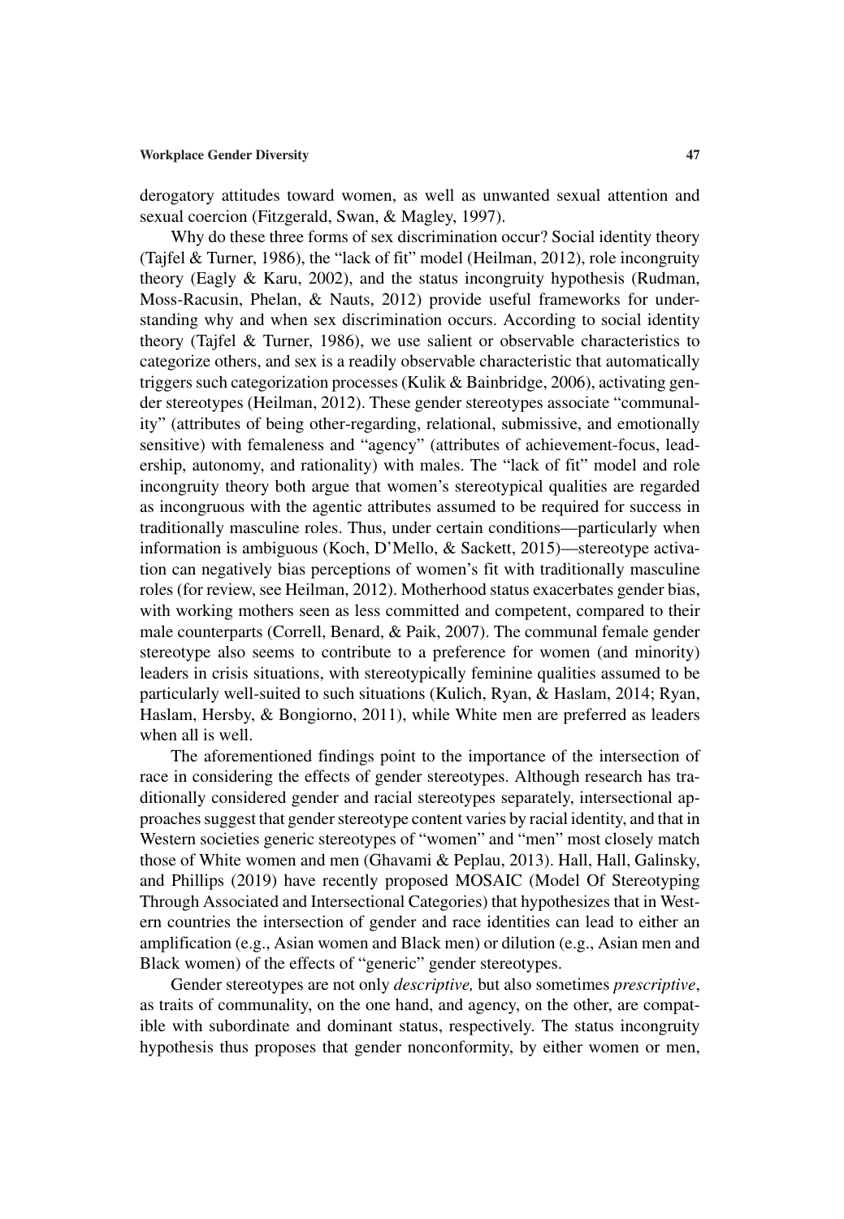derogatory attitudes toward women, as well as unwanted sexual attention and sexual coercion (Fitzgerald, Swan, & Magley, 1997).

Why do these three forms of sex discrimination occur? Social identity theory (Tajfel & Turner, 1986), the "lack of fit" model (Heilman, 2012), role incongruity theory (Eagly & Karu, 2002), and the status incongruity hypothesis (Rudman, Moss-Racusin, Phelan, & Nauts, 2012) provide useful frameworks for understanding why and when sex discrimination occurs. According to social identity theory (Tajfel & Turner, 1986), we use salient or observable characteristics to categorize others, and sex is a readily observable characteristic that automatically triggers such categorization processes (Kulik & Bainbridge, 2006), activating gender stereotypes (Heilman, 2012). These gender stereotypes associate "communality" (attributes of being other-regarding, relational, submissive, and emotionally sensitive) with femaleness and "agency" (attributes of achievement-focus, leadership, autonomy, and rationality) with males. The "lack of fit" model and role incongruity theory both argue that women's stereotypical qualities are regarded as incongruous with the agentic attributes assumed to be required for success in traditionally masculine roles. Thus, under certain conditions—particularly when information is ambiguous (Koch, D'Mello, & Sackett, 2015)—stereotype activation can negatively bias perceptions of women's fit with traditionally masculine roles (for review, see Heilman, 2012). Motherhood status exacerbates gender bias, with working mothers seen as less committed and competent, compared to their male counterparts (Correll, Benard, & Paik, 2007). The communal female gender stereotype also seems to contribute to a preference for women (and minority) leaders in crisis situations, with stereotypically feminine qualities assumed to be particularly well-suited to such situations (Kulich, Ryan, & Haslam, 2014; Ryan, Haslam, Hersby, & Bongiorno, 2011), while White men are preferred as leaders when all is well.

The aforementioned findings point to the importance of the intersection of race in considering the effects of gender stereotypes. Although research has traditionally considered gender and racial stereotypes separately, intersectional approaches suggest that gender stereotype content varies by racial identity, and that in Western societies generic stereotypes of "women" and "men" most closely match those of White women and men (Ghavami & Peplau, 2013). Hall, Hall, Galinsky, and Phillips (2019) have recently proposed MOSAIC (Model Of Stereotyping Through Associated and Intersectional Categories) that hypothesizes that in Western countries the intersection of gender and race identities can lead to either an amplification (e.g., Asian women and Black men) or dilution (e.g., Asian men and Black women) of the effects of "generic" gender stereotypes.

Gender stereotypes are not only *descriptive,* but also sometimes *prescriptive*, as traits of communality, on the one hand, and agency, on the other, are compatible with subordinate and dominant status, respectively. The status incongruity hypothesis thus proposes that gender nonconformity, by either women or men,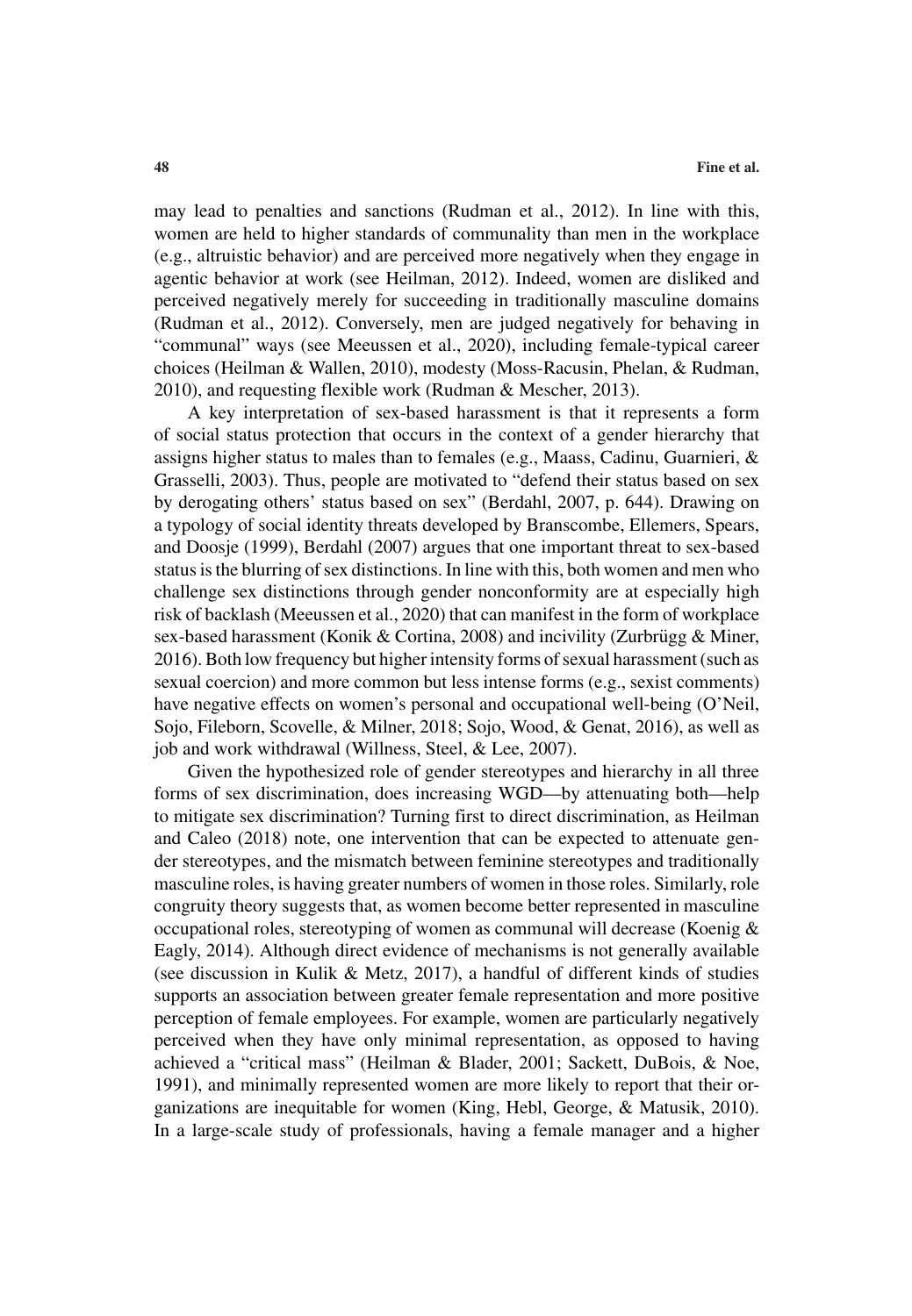may lead to penalties and sanctions (Rudman et al., 2012). In line with this, women are held to higher standards of communality than men in the workplace (e.g., altruistic behavior) and are perceived more negatively when they engage in agentic behavior at work (see Heilman, 2012). Indeed, women are disliked and perceived negatively merely for succeeding in traditionally masculine domains (Rudman et al., 2012). Conversely, men are judged negatively for behaving in "communal" ways (see Meeussen et al., 2020), including female-typical career choices (Heilman & Wallen, 2010), modesty (Moss-Racusin, Phelan, & Rudman, 2010), and requesting flexible work (Rudman & Mescher, 2013).

A key interpretation of sex-based harassment is that it represents a form of social status protection that occurs in the context of a gender hierarchy that assigns higher status to males than to females (e.g., Maass, Cadinu, Guarnieri, & Grasselli, 2003). Thus, people are motivated to "defend their status based on sex by derogating others' status based on sex" (Berdahl, 2007, p. 644). Drawing on a typology of social identity threats developed by Branscombe, Ellemers, Spears, and Doosje (1999), Berdahl (2007) argues that one important threat to sex-based status is the blurring of sex distinctions. In line with this, both women and men who challenge sex distinctions through gender nonconformity are at especially high risk of backlash (Meeussen et al., 2020) that can manifest in the form of workplace sex-based harassment (Konik & Cortina, 2008) and incivility (Zurbrügg & Miner, 2016). Both low frequency but higher intensity forms of sexual harassment (such as sexual coercion) and more common but less intense forms (e.g., sexist comments) have negative effects on women's personal and occupational well-being (O'Neil, Sojo, Fileborn, Scovelle, & Milner, 2018; Sojo, Wood, & Genat, 2016), as well as job and work withdrawal (Willness, Steel, & Lee, 2007).

Given the hypothesized role of gender stereotypes and hierarchy in all three forms of sex discrimination, does increasing WGD—by attenuating both—help to mitigate sex discrimination? Turning first to direct discrimination, as Heilman and Caleo (2018) note, one intervention that can be expected to attenuate gender stereotypes, and the mismatch between feminine stereotypes and traditionally masculine roles, is having greater numbers of women in those roles. Similarly, role congruity theory suggests that, as women become better represented in masculine occupational roles, stereotyping of women as communal will decrease (Koenig & Eagly, 2014). Although direct evidence of mechanisms is not generally available (see discussion in Kulik & Metz, 2017), a handful of different kinds of studies supports an association between greater female representation and more positive perception of female employees. For example, women are particularly negatively perceived when they have only minimal representation, as opposed to having achieved a "critical mass" (Heilman & Blader, 2001; Sackett, DuBois, & Noe, 1991), and minimally represented women are more likely to report that their organizations are inequitable for women (King, Hebl, George, & Matusik, 2010). In a large-scale study of professionals, having a female manager and a higher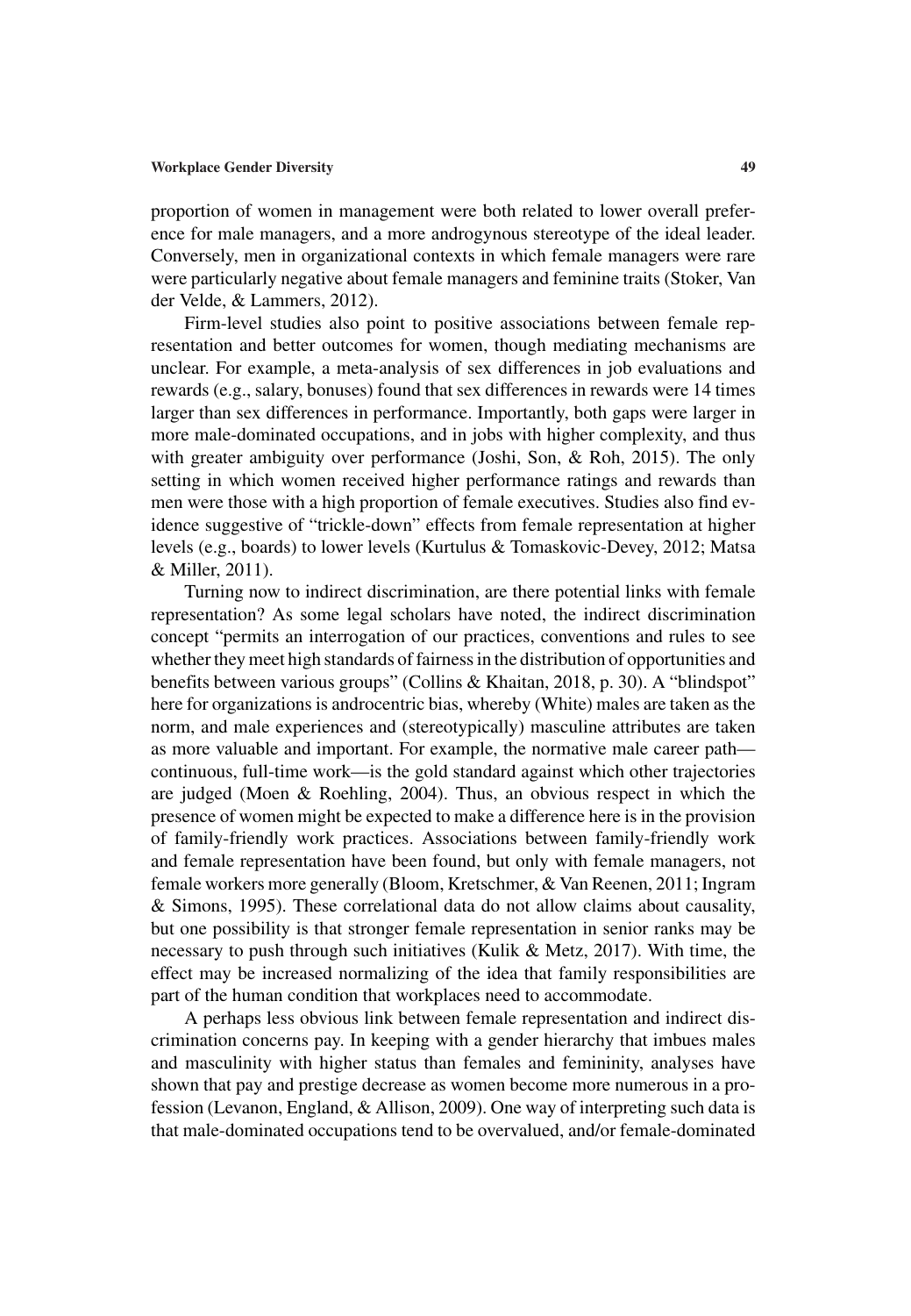proportion of women in management were both related to lower overall preference for male managers, and a more androgynous stereotype of the ideal leader. Conversely, men in organizational contexts in which female managers were rare were particularly negative about female managers and feminine traits (Stoker, Van der Velde, & Lammers, 2012).

Firm-level studies also point to positive associations between female representation and better outcomes for women, though mediating mechanisms are unclear. For example, a meta-analysis of sex differences in job evaluations and rewards (e.g., salary, bonuses) found that sex differences in rewards were 14 times larger than sex differences in performance. Importantly, both gaps were larger in more male-dominated occupations, and in jobs with higher complexity, and thus with greater ambiguity over performance (Joshi, Son, & Roh, 2015). The only setting in which women received higher performance ratings and rewards than men were those with a high proportion of female executives. Studies also find evidence suggestive of "trickle-down" effects from female representation at higher levels (e.g., boards) to lower levels (Kurtulus & Tomaskovic-Devey, 2012; Matsa & Miller, 2011).

Turning now to indirect discrimination, are there potential links with female representation? As some legal scholars have noted, the indirect discrimination concept "permits an interrogation of our practices, conventions and rules to see whether they meet high standards of fairness in the distribution of opportunities and benefits between various groups" (Collins & Khaitan, 2018, p. 30). A "blindspot" here for organizations is androcentric bias, whereby (White) males are taken as the norm, and male experiences and (stereotypically) masculine attributes are taken as more valuable and important. For example, the normative male career path—continuous, full-time work—is the gold standard against which other trajectories are judged (Moen & Roehling, 2004). Thus, an obvious respect in which the presence of women might be expected to make a difference here is in the provision of family-friendly work practices. Associations between family-friendly work and female representation have been found, but only with female managers, not female workers more generally (Bloom, Kretschmer, & Van Reenen, 2011; Ingram & Simons, 1995). These correlational data do not allow claims about causality, but one possibility is that stronger female representation in senior ranks may be necessary to push through such initiatives (Kulik & Metz, 2017). With time, the effect may be increased normalizing of the idea that family responsibilities are part of the human condition that workplaces need to accommodate.

A perhaps less obvious link between female representation and indirect discrimination concerns pay. In keeping with a gender hierarchy that imbues males and masculinity with higher status than females and femininity, analyses have shown that pay and prestige decrease as women become more numerous in a profession (Levanon, England, & Allison, 2009). One way of interpreting such data is that male-dominated occupations tend to be overvalued, and/or female-dominated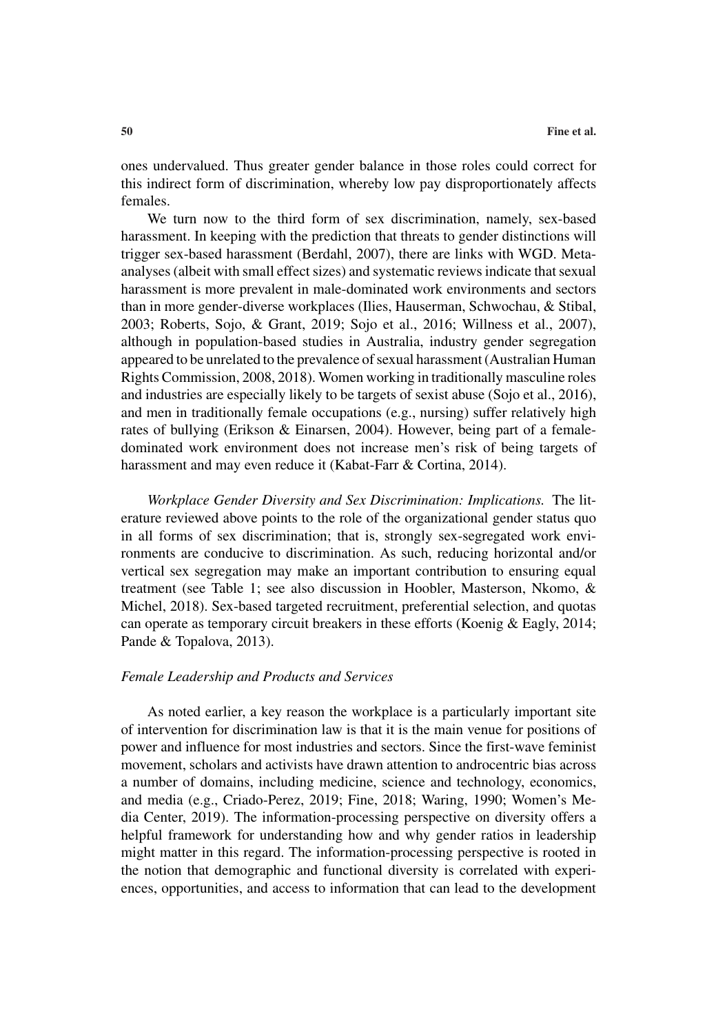ones undervalued. Thus greater gender balance in those roles could correct for this indirect form of discrimination, whereby low pay disproportionately affects females.

We turn now to the third form of sex discrimination, namely, sex-based harassment. In keeping with the prediction that threats to gender distinctions will trigger sex-based harassment (Berdahl, 2007), there are links with WGD. Meta-analyses (albeit with small effect sizes) and systematic reviews indicate that sexual harassment is more prevalent in male-dominated work environments and sectors than in more gender-diverse workplaces (Ilies, Hauserman, Schwochau, & Stibal, 2003; Roberts, Sojo, & Grant, 2019; Sojo et al., 2016; Willness et al., 2007), although in population-based studies in Australia, industry gender segregation appeared to be unrelated to the prevalence of sexual harassment (Australian Human Rights Commission, 2008, 2018). Women working in traditionally masculine roles and industries are especially likely to be targets of sexist abuse (Sojo et al., 2016), and men in traditionally female occupations (e.g., nursing) suffer relatively high rates of bullying (Erikson & Einarsen, 2004). However, being part of a female-dominated work environment does not increase men's risk of being targets of harassment and may even reduce it (Kabat-Farr & Cortina, 2014).

*Workplace Gender Diversity and Sex Discrimination: Implications.* The literature reviewed above points to the role of the organizational gender status quo in all forms of sex discrimination; that is, strongly sex-segregated work environments are conducive to discrimination. As such, reducing horizontal and/or vertical sex segregation may make an important contribution to ensuring equal treatment (see Table 1; see also discussion in Hoobler, Masterson, Nkomo, & Michel, 2018). Sex-based targeted recruitment, preferential selection, and quotas can operate as temporary circuit breakers in these efforts (Koenig & Eagly, 2014; Pande & Topalova, 2013).

### *Female Leadership and Products and Services*

As noted earlier, a key reason the workplace is a particularly important site of intervention for discrimination law is that it is the main venue for positions of power and influence for most industries and sectors. Since the first-wave feminist movement, scholars and activists have drawn attention to androcentric bias across a number of domains, including medicine, science and technology, economics, and media (e.g., Criado-Perez, 2019; Fine, 2018; Waring, 1990; Women's Media Center, 2019). The information-processing perspective on diversity offers a helpful framework for understanding how and why gender ratios in leadership might matter in this regard. The information-processing perspective is rooted in the notion that demographic and functional diversity is correlated with experiences, opportunities, and access to information that can lead to the development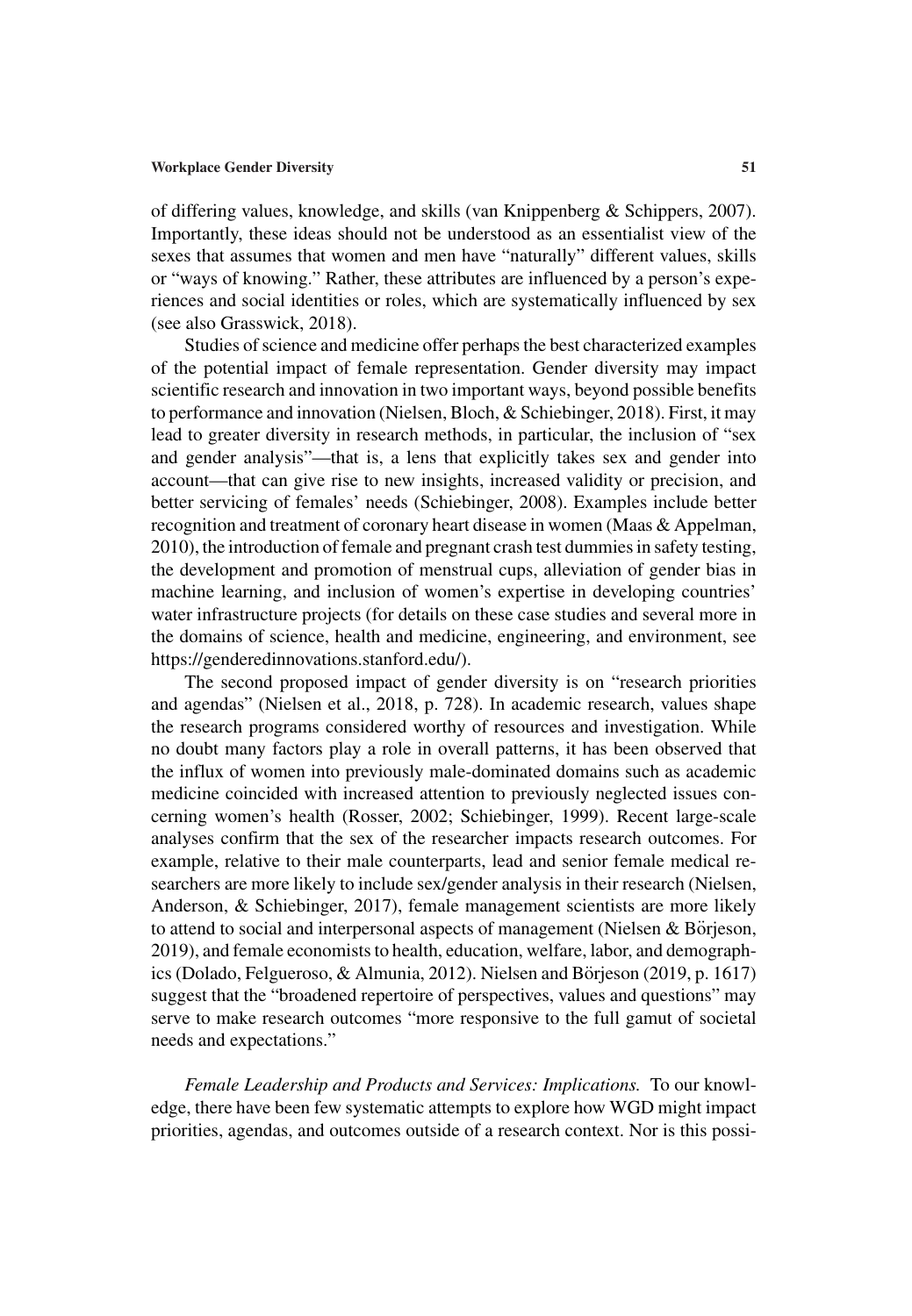of differing values, knowledge, and skills (van Knippenberg & Schippers, 2007). Importantly, these ideas should not be understood as an essentialist view of the sexes that assumes that women and men have "naturally" different values, skills or "ways of knowing." Rather, these attributes are influenced by a person's experiences and social identities or roles, which are systematically influenced by sex (see also Grasswick, 2018).

Studies of science and medicine offer perhaps the best characterized examples of the potential impact of female representation. Gender diversity may impact scientific research and innovation in two important ways, beyond possible benefits to performance and innovation (Nielsen, Bloch, & Schiebinger, 2018). First, it may lead to greater diversity in research methods, in particular, the inclusion of "sex and gender analysis"—that is, a lens that explicitly takes sex and gender into account—that can give rise to new insights, increased validity or precision, and better servicing of females' needs (Schiebinger, 2008). Examples include better recognition and treatment of coronary heart disease in women (Maas & Appelman, 2010), the introduction of female and pregnant crash test dummies in safety testing, the development and promotion of menstrual cups, alleviation of gender bias in machine learning, and inclusion of women's expertise in developing countries' water infrastructure projects (for details on these case studies and several more in the domains of science, health and medicine, engineering, and environment, see https://genderedinnovations.stanford.edu/).

The second proposed impact of gender diversity is on "research priorities and agendas" (Nielsen et al., 2018, p. 728). In academic research, values shape the research programs considered worthy of resources and investigation. While no doubt many factors play a role in overall patterns, it has been observed that the influx of women into previously male-dominated domains such as academic medicine coincided with increased attention to previously neglected issues concerning women's health (Rosser, 2002; Schiebinger, 1999). Recent large-scale analyses confirm that the sex of the researcher impacts research outcomes. For example, relative to their male counterparts, lead and senior female medical researchers are more likely to include sex/gender analysis in their research (Nielsen, Anderson, & Schiebinger, 2017), female management scientists are more likely to attend to social and interpersonal aspects of management (Nielsen & Börjeson, 2019), and female economists to health, education, welfare, labor, and demographics (Dolado, Felgueroso, & Almunia, 2012). Nielsen and Börjeson (2019, p. 1617) suggest that the "broadened repertoire of perspectives, values and questions" may serve to make research outcomes "more responsive to the full gamut of societal needs and expectations."

*Female Leadership and Products and Services: Implications.* To our knowledge, there have been few systematic attempts to explore how WGD might impact priorities, agendas, and outcomes outside of a research context. Nor is this possi-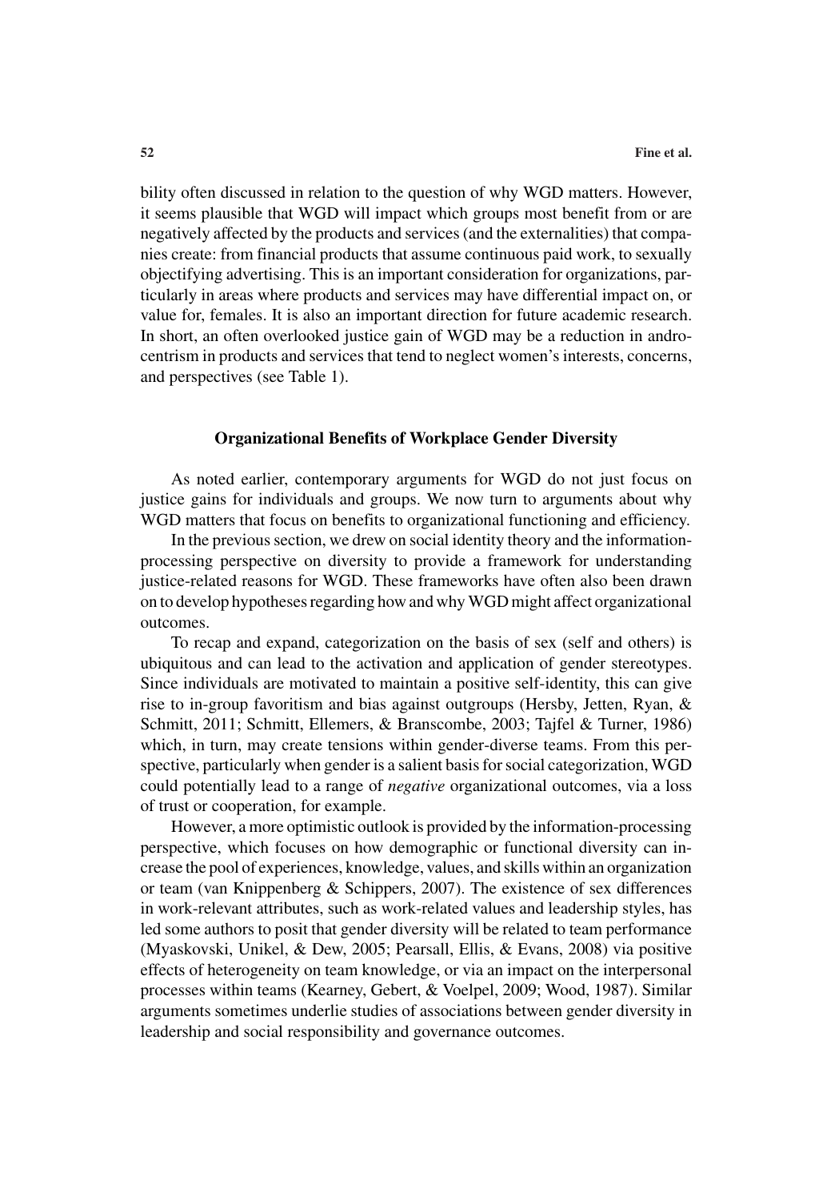bility often discussed in relation to the question of why WGD matters. However, it seems plausible that WGD will impact which groups most benefit from or are negatively affected by the products and services (and the externalities) that companies create: from financial products that assume continuous paid work, to sexually objectifying advertising. This is an important consideration for organizations, particularly in areas where products and services may have differential impact on, or value for, females. It is also an important direction for future academic research. In short, an often overlooked justice gain of WGD may be a reduction in androcentrism in products and services that tend to neglect women's interests, concerns, and perspectives (see Table 1).

## Organizational Benefits of Workplace Gender Diversity

As noted earlier, contemporary arguments for WGD do not just focus on justice gains for individuals and groups. We now turn to arguments about why WGD matters that focus on benefits to organizational functioning and efficiency.

In the previous section, we drew on social identity theory and the information-processing perspective on diversity to provide a framework for understanding justice-related reasons for WGD. These frameworks have often also been drawn on to develop hypotheses regarding how and why WGD might affect organizational outcomes.

To recap and expand, categorization on the basis of sex (self and others) is ubiquitous and can lead to the activation and application of gender stereotypes. Since individuals are motivated to maintain a positive self-identity, this can give rise to in-group favoritism and bias against outgroups (Hersby, Jetten, Ryan, & Schmitt, 2011; Schmitt, Ellemers, & Branscombe, 2003; Tajfel & Turner, 1986) which, in turn, may create tensions within gender-diverse teams. From this perspective, particularly when gender is a salient basis for social categorization, WGD could potentially lead to a range of *negative* organizational outcomes, via a loss of trust or cooperation, for example.

However, a more optimistic outlook is provided by the information-processing perspective, which focuses on how demographic or functional diversity can increase the pool of experiences, knowledge, values, and skills within an organization or team (van Knippenberg & Schippers, 2007). The existence of sex differences in work-relevant attributes, such as work-related values and leadership styles, has led some authors to posit that gender diversity will be related to team performance (Myaskovski, Unikel, & Dew, 2005; Pearsall, Ellis, & Evans, 2008) via positive effects of heterogeneity on team knowledge, or via an impact on the interpersonal processes within teams (Kearney, Gebert, & Voelpel, 2009; Wood, 1987). Similar arguments sometimes underlie studies of associations between gender diversity in leadership and social responsibility and governance outcomes.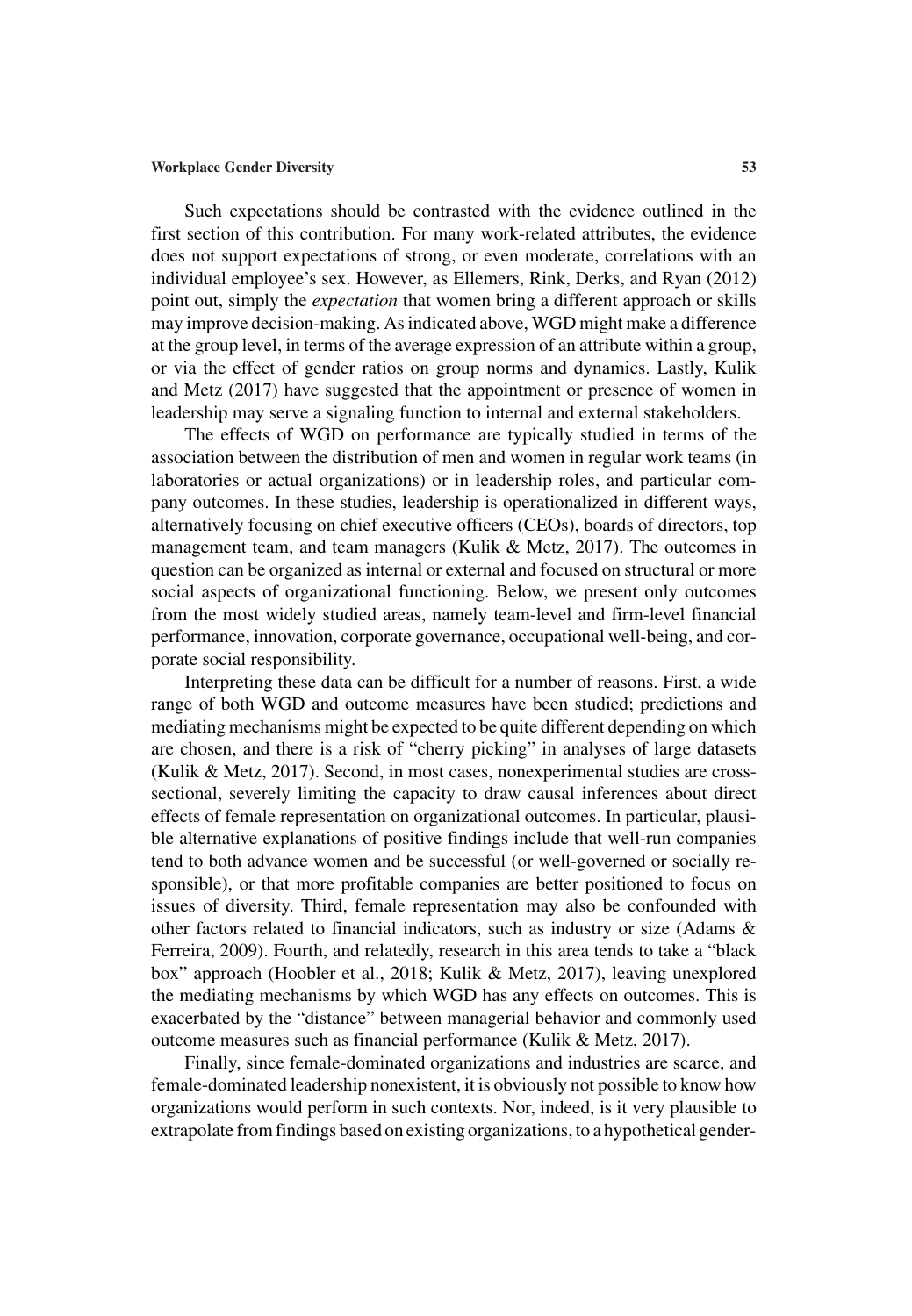Such expectations should be contrasted with the evidence outlined in the first section of this contribution. For many work-related attributes, the evidence does not support expectations of strong, or even moderate, correlations with an individual employee's sex. However, as Ellemers, Rink, Derks, and Ryan (2012) point out, simply the *expectation* that women bring a different approach or skills may improve decision-making. As indicated above, WGD might make a difference at the group level, in terms of the average expression of an attribute within a group, or via the effect of gender ratios on group norms and dynamics. Lastly, Kulik and Metz (2017) have suggested that the appointment or presence of women in leadership may serve a signaling function to internal and external stakeholders.

The effects of WGD on performance are typically studied in terms of the association between the distribution of men and women in regular work teams (in laboratories or actual organizations) or in leadership roles, and particular company outcomes. In these studies, leadership is operationalized in different ways, alternatively focusing on chief executive officers (CEOs), boards of directors, top management team, and team managers (Kulik & Metz, 2017). The outcomes in question can be organized as internal or external and focused on structural or more social aspects of organizational functioning. Below, we present only outcomes from the most widely studied areas, namely team-level and firm-level financial performance, innovation, corporate governance, occupational well-being, and corporate social responsibility.

Interpreting these data can be difficult for a number of reasons. First, a wide range of both WGD and outcome measures have been studied; predictions and mediating mechanisms might be expected to be quite different depending on which are chosen, and there is a risk of "cherry picking" in analyses of large datasets (Kulik & Metz, 2017). Second, in most cases, nonexperimental studies are cross-sectional, severely limiting the capacity to draw causal inferences about direct effects of female representation on organizational outcomes. In particular, plausible alternative explanations of positive findings include that well-run companies tend to both advance women and be successful (or well-governed or socially responsible), or that more profitable companies are better positioned to focus on issues of diversity. Third, female representation may also be confounded with other factors related to financial indicators, such as industry or size (Adams & Ferreira, 2009). Fourth, and relatedly, research in this area tends to take a "black box" approach (Hoobler et al., 2018; Kulik & Metz, 2017), leaving unexplored the mediating mechanisms by which WGD has any effects on outcomes. This is exacerbated by the "distance" between managerial behavior and commonly used outcome measures such as financial performance (Kulik & Metz, 2017).

Finally, since female-dominated organizations and industries are scarce, and female-dominated leadership nonexistent, it is obviously not possible to know how organizations would perform in such contexts. Nor, indeed, is it very plausible to extrapolate from findings based on existing organizations, to a hypothetical gender-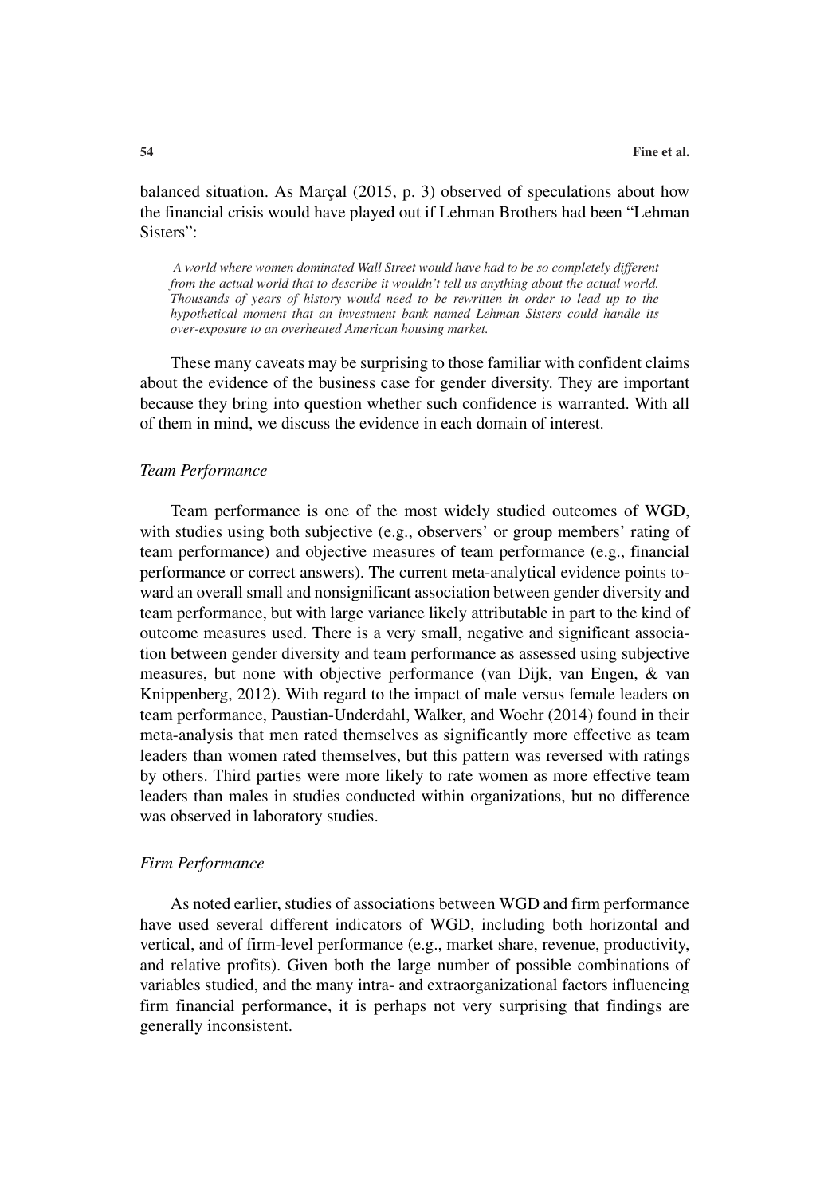balanced situation. As Marçal (2015, p. 3) observed of speculations about how the financial crisis would have played out if Lehman Brothers had been "Lehman Sisters":

> *A world where women dominated Wall Street would have had to be so completely different from the actual world that to describe it wouldn't tell us anything about the actual world. Thousands of years of history would need to be rewritten in order to lead up to the hypothetical moment that an investment bank named Lehman Sisters could handle its over-exposure to an overheated American housing market.*

These many caveats may be surprising to those familiar with confident claims about the evidence of the business case for gender diversity. They are important because they bring into question whether such confidence is warranted. With all of them in mind, we discuss the evidence in each domain of interest.

### *Team Performance*

Team performance is one of the most widely studied outcomes of WGD, with studies using both subjective (e.g., observers' or group members' rating of team performance) and objective measures of team performance (e.g., financial performance or correct answers). The current meta-analytical evidence points toward an overall small and nonsignificant association between gender diversity and team performance, but with large variance likely attributable in part to the kind of outcome measures used. There is a very small, negative and significant association between gender diversity and team performance as assessed using subjective measures, but none with objective performance (van Dijk, van Engen, & van Knippenberg, 2012). With regard to the impact of male versus female leaders on team performance, Paustian-Underdahl, Walker, and Woehr (2014) found in their meta-analysis that men rated themselves as significantly more effective as team leaders than women rated themselves, but this pattern was reversed with ratings by others. Third parties were more likely to rate women as more effective team leaders than males in studies conducted within organizations, but no difference was observed in laboratory studies.

### *Firm Performance*

As noted earlier, studies of associations between WGD and firm performance have used several different indicators of WGD, including both horizontal and vertical, and of firm-level performance (e.g., market share, revenue, productivity, and relative profits). Given both the large number of possible combinations of variables studied, and the many intra- and extraorganizational factors influencing firm financial performance, it is perhaps not very surprising that findings are generally inconsistent.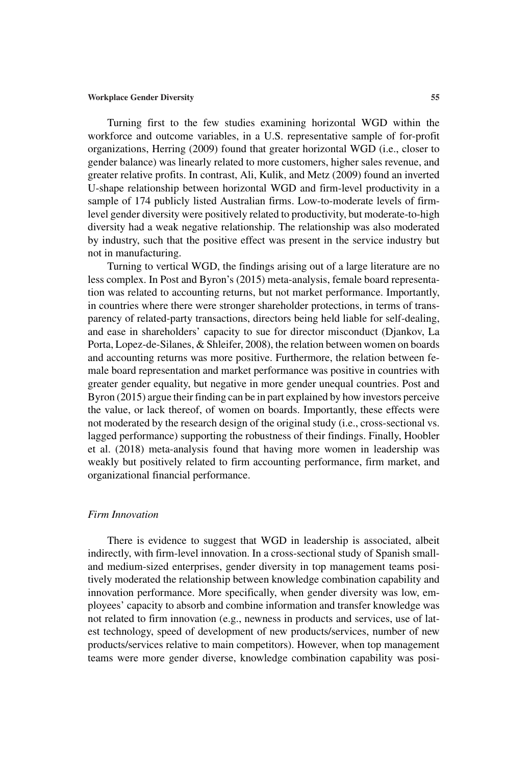Turning first to the few studies examining horizontal WGD within the workforce and outcome variables, in a U.S. representative sample of for-profit organizations, Herring (2009) found that greater horizontal WGD (i.e., closer to gender balance) was linearly related to more customers, higher sales revenue, and greater relative profits. In contrast, Ali, Kulik, and Metz (2009) found an inverted U-shape relationship between horizontal WGD and firm-level productivity in a sample of 174 publicly listed Australian firms. Low-to-moderate levels of firm-level gender diversity were positively related to productivity, but moderate-to-high diversity had a weak negative relationship. The relationship was also moderated by industry, such that the positive effect was present in the service industry but not in manufacturing.

Turning to vertical WGD, the findings arising out of a large literature are no less complex. In Post and Byron's (2015) meta-analysis, female board representation was related to accounting returns, but not market performance. Importantly, in countries where there were stronger shareholder protections, in terms of transparency of related-party transactions, directors being held liable for self-dealing, and ease in shareholders' capacity to sue for director misconduct (Djankov, La Porta, Lopez-de-Silanes, & Shleifer, 2008), the relation between women on boards and accounting returns was more positive. Furthermore, the relation between female board representation and market performance was positive in countries with greater gender equality, but negative in more gender unequal countries. Post and Byron (2015) argue their finding can be in part explained by how investors perceive the value, or lack thereof, of women on boards. Importantly, these effects were not moderated by the research design of the original study (i.e., cross-sectional vs. lagged performance) supporting the robustness of their findings. Finally, Hoobler et al. (2018) meta-analysis found that having more women in leadership was weakly but positively related to firm accounting performance, firm market, and organizational financial performance.

### *Firm Innovation*

There is evidence to suggest that WGD in leadership is associated, albeit indirectly, with firm-level innovation. In a cross-sectional study of Spanish small- and medium-sized enterprises, gender diversity in top management teams positively moderated the relationship between knowledge combination capability and innovation performance. More specifically, when gender diversity was low, employees' capacity to absorb and combine information and transfer knowledge was not related to firm innovation (e.g., newness in products and services, use of latest technology, speed of development of new products/services, number of new products/services relative to main competitors). However, when top management teams were more gender diverse, knowledge combination capability was posi-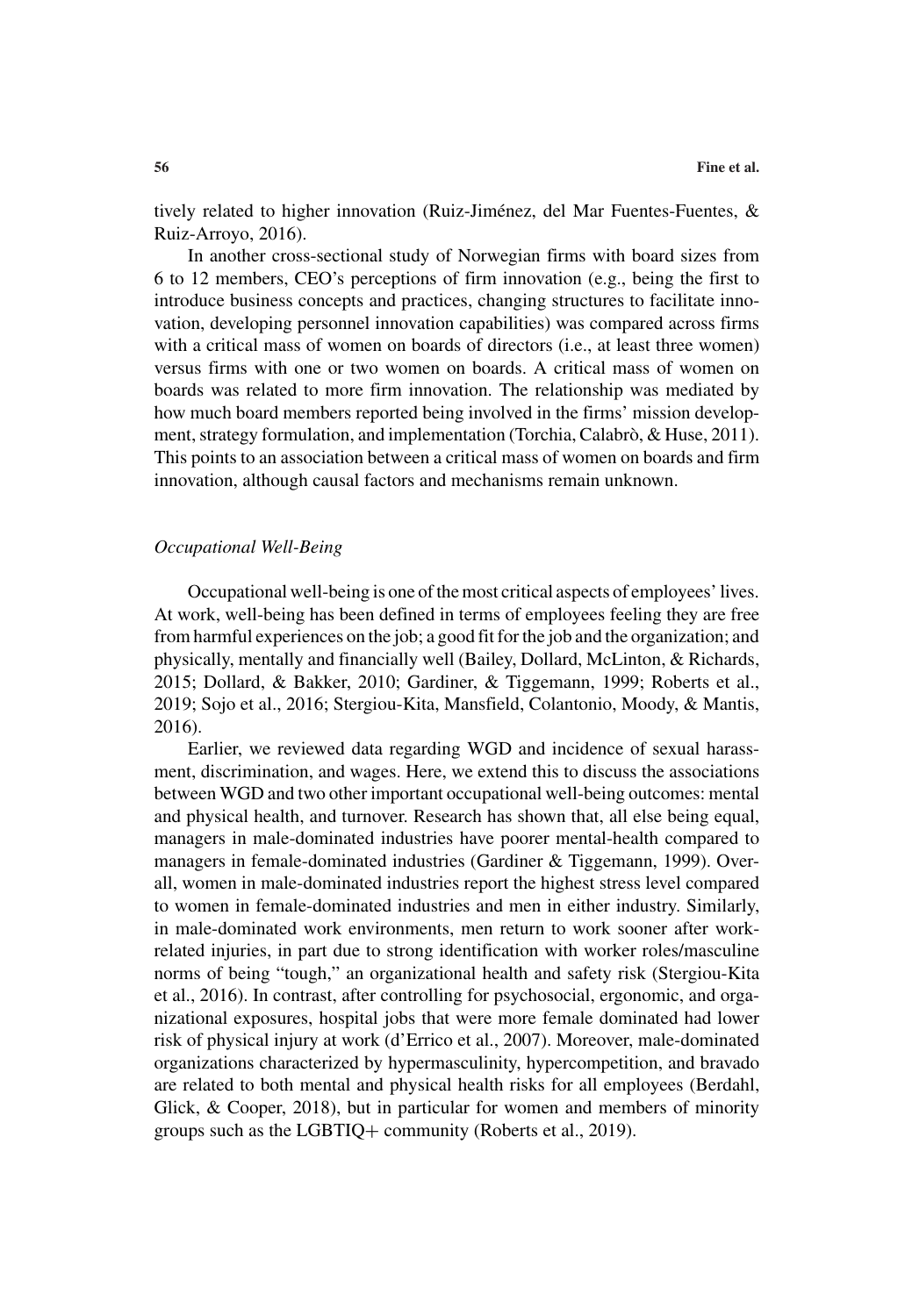tively related to higher innovation (Ruiz-Jiménez, del Mar Fuentes-Fuentes, & Ruiz-Arroyo, 2016).

In another cross-sectional study of Norwegian firms with board sizes from 6 to 12 members, CEO's perceptions of firm innovation (e.g., being the first to introduce business concepts and practices, changing structures to facilitate innovation, developing personnel innovation capabilities) was compared across firms with a critical mass of women on boards of directors (i.e., at least three women) versus firms with one or two women on boards. A critical mass of women on boards was related to more firm innovation. The relationship was mediated by how much board members reported being involved in the firms' mission development, strategy formulation, and implementation (Torchia, Calabrò, & Huse, 2011). This points to an association between a critical mass of women on boards and firm innovation, although causal factors and mechanisms remain unknown.

### *Occupational Well-Being*

Occupational well-being is one of the most critical aspects of employees' lives. At work, well-being has been defined in terms of employees feeling they are free from harmful experiences on the job; a good fit for the job and the organization; and physically, mentally and financially well (Bailey, Dollard, McLinton, & Richards, 2015; Dollard, & Bakker, 2010; Gardiner, & Tiggemann, 1999; Roberts et al., 2019; Sojo et al., 2016; Stergiou-Kita, Mansfield, Colantonio, Moody, & Mantis, 2016).

Earlier, we reviewed data regarding WGD and incidence of sexual harassment, discrimination, and wages. Here, we extend this to discuss the associations between WGD and two other important occupational well-being outcomes: mental and physical health, and turnover. Research has shown that, all else being equal, managers in male-dominated industries have poorer mental-health compared to managers in female-dominated industries (Gardiner & Tiggemann, 1999). Overall, women in male-dominated industries report the highest stress level compared to women in female-dominated industries and men in either industry. Similarly, in male-dominated work environments, men return to work sooner after work-related injuries, in part due to strong identification with worker roles/masculine norms of being "tough," an organizational health and safety risk (Stergiou-Kita et al., 2016). In contrast, after controlling for psychosocial, ergonomic, and organizational exposures, hospital jobs that were more female dominated had lower risk of physical injury at work (d'Errico et al., 2007). Moreover, male-dominated organizations characterized by hypermasculinity, hypercompetition, and bravado are related to both mental and physical health risks for all employees (Berdahl, Glick, & Cooper, 2018), but in particular for women and members of minority groups such as the LGBTIQ+ community (Roberts et al., 2019).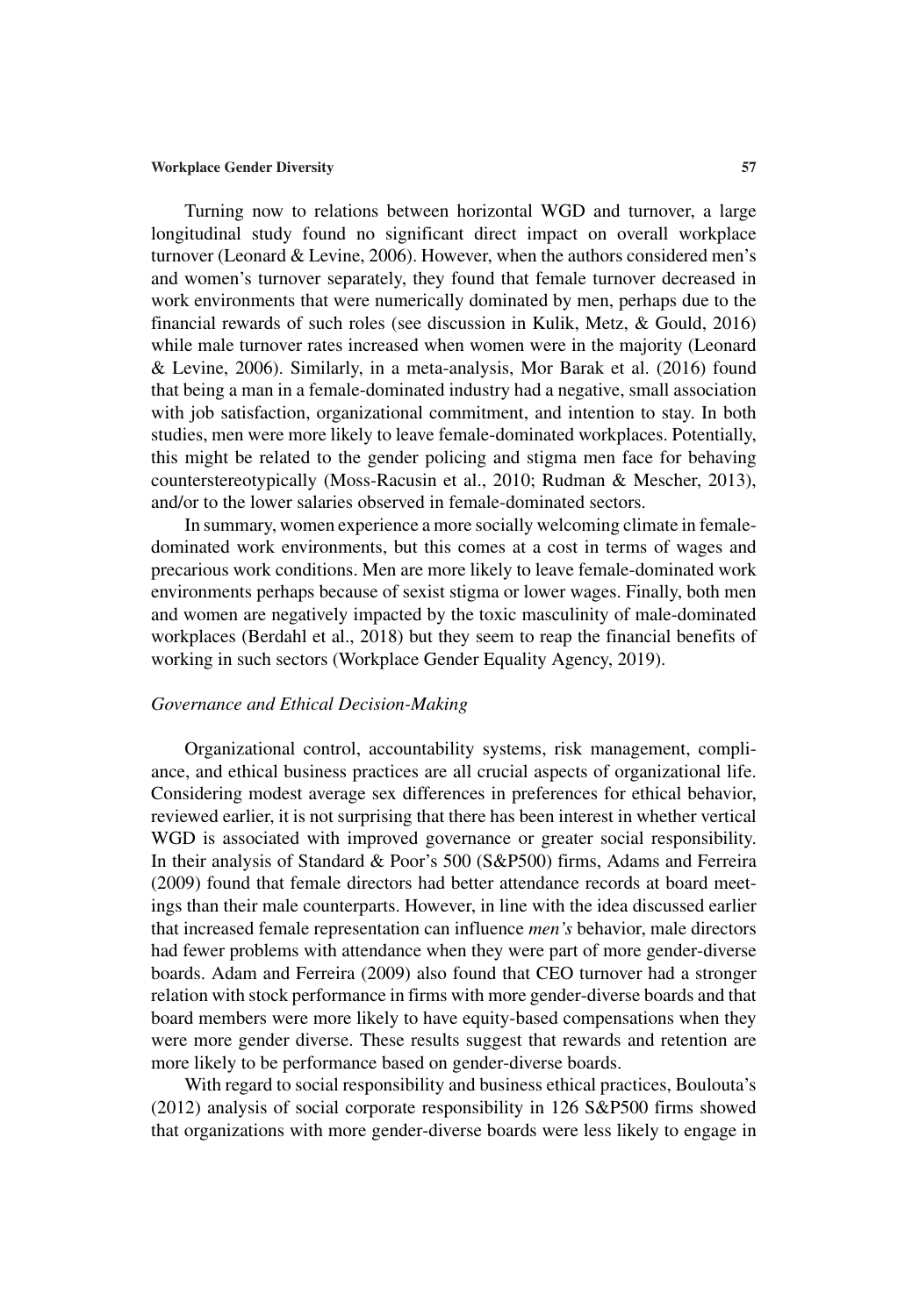Turning now to relations between horizontal WGD and turnover, a large longitudinal study found no significant direct impact on overall workplace turnover (Leonard & Levine, 2006). However, when the authors considered men's and women's turnover separately, they found that female turnover decreased in work environments that were numerically dominated by men, perhaps due to the financial rewards of such roles (see discussion in Kulik, Metz, & Gould, 2016) while male turnover rates increased when women were in the majority (Leonard & Levine, 2006). Similarly, in a meta-analysis, Mor Barak et al. (2016) found that being a man in a female-dominated industry had a negative, small association with job satisfaction, organizational commitment, and intention to stay. In both studies, men were more likely to leave female-dominated workplaces. Potentially, this might be related to the gender policing and stigma men face for behaving counterstereotypically (Moss-Racusin et al., 2010; Rudman & Mescher, 2013), and/or to the lower salaries observed in female-dominated sectors.

In summary, women experience a more socially welcoming climate in female-dominated work environments, but this comes at a cost in terms of wages and precarious work conditions. Men are more likely to leave female-dominated work environments perhaps because of sexist stigma or lower wages. Finally, both men and women are negatively impacted by the toxic masculinity of male-dominated workplaces (Berdahl et al., 2018) but they seem to reap the financial benefits of working in such sectors (Workplace Gender Equality Agency, 2019).

### *Governance and Ethical Decision-Making*

Organizational control, accountability systems, risk management, compliance, and ethical business practices are all crucial aspects of organizational life. Considering modest average sex differences in preferences for ethical behavior, reviewed earlier, it is not surprising that there has been interest in whether vertical WGD is associated with improved governance or greater social responsibility. In their analysis of Standard & Poor's 500 (S&P500) firms, Adams and Ferreira (2009) found that female directors had better attendance records at board meetings than their male counterparts. However, in line with the idea discussed earlier that increased female representation can influence *men's* behavior, male directors had fewer problems with attendance when they were part of more gender-diverse boards. Adam and Ferreira (2009) also found that CEO turnover had a stronger relation with stock performance in firms with more gender-diverse boards and that board members were more likely to have equity-based compensations when they were more gender diverse. These results suggest that rewards and retention are more likely to be performance based on gender-diverse boards.

With regard to social responsibility and business ethical practices, Boulouta's (2012) analysis of social corporate responsibility in 126 S&P500 firms showed that organizations with more gender-diverse boards were less likely to engage in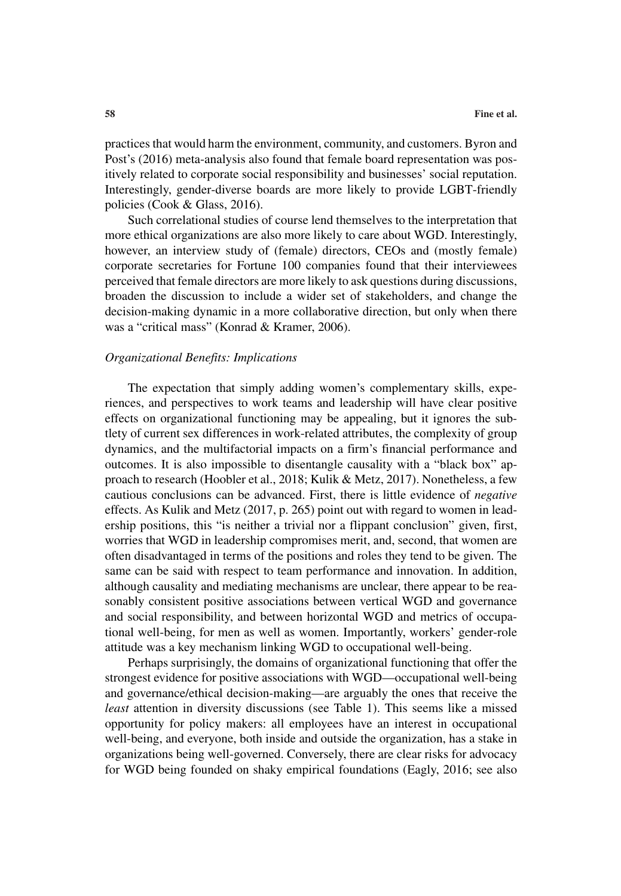practices that would harm the environment, community, and customers. Byron and Post's (2016) meta-analysis also found that female board representation was positively related to corporate social responsibility and businesses' social reputation. Interestingly, gender-diverse boards are more likely to provide LGBT-friendly policies (Cook & Glass, 2016).

Such correlational studies of course lend themselves to the interpretation that more ethical organizations are also more likely to care about WGD. Interestingly, however, an interview study of (female) directors, CEOs and (mostly female) corporate secretaries for Fortune 100 companies found that their interviewees perceived that female directors are more likely to ask questions during discussions, broaden the discussion to include a wider set of stakeholders, and change the decision-making dynamic in a more collaborative direction, but only when there was a "critical mass" (Konrad & Kramer, 2006).

### *Organizational Benefits: Implications*

The expectation that simply adding women's complementary skills, experiences, and perspectives to work teams and leadership will have clear positive effects on organizational functioning may be appealing, but it ignores the subtlety of current sex differences in work-related attributes, the complexity of group dynamics, and the multifactorial impacts on a firm's financial performance and outcomes. It is also impossible to disentangle causality with a "black box" approach to research (Hoobler et al., 2018; Kulik & Metz, 2017). Nonetheless, a few cautious conclusions can be advanced. First, there is little evidence of *negative* effects. As Kulik and Metz (2017, p. 265) point out with regard to women in leadership positions, this "is neither a trivial nor a flippant conclusion" given, first, worries that WGD in leadership compromises merit, and, second, that women are often disadvantaged in terms of the positions and roles they tend to be given. The same can be said with respect to team performance and innovation. In addition, although causality and mediating mechanisms are unclear, there appear to be reasonably consistent positive associations between vertical WGD and governance and social responsibility, and between horizontal WGD and metrics of occupational well-being, for men as well as women. Importantly, workers' gender-role attitude was a key mechanism linking WGD to occupational well-being.

Perhaps surprisingly, the domains of organizational functioning that offer the strongest evidence for positive associations with WGD—occupational well-being and governance/ethical decision-making—are arguably the ones that receive the *least* attention in diversity discussions (see Table 1). This seems like a missed opportunity for policy makers: all employees have an interest in occupational well-being, and everyone, both inside and outside the organization, has a stake in organizations being well-governed. Conversely, there are clear risks for advocacy for WGD being founded on shaky empirical foundations (Eagly, 2016; see also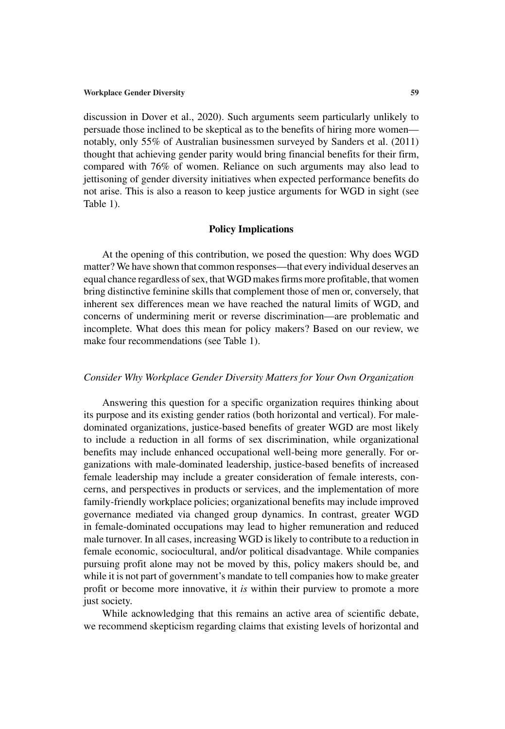discussion in Dover et al., 2020). Such arguments seem particularly unlikely to persuade those inclined to be skeptical as to the benefits of hiring more women—notably, only 55% of Australian businessmen surveyed by Sanders et al. (2011) thought that achieving gender parity would bring financial benefits for their firm, compared with 76% of women. Reliance on such arguments may also lead to jettisoning of gender diversity initiatives when expected performance benefits do not arise. This is also a reason to keep justice arguments for WGD in sight (see Table 1).

## Policy Implications

At the opening of this contribution, we posed the question: Why does WGD matter? We have shown that common responses—that every individual deserves an equal chance regardless of sex, that WGD makes firms more profitable, that women bring distinctive feminine skills that complement those of men or, conversely, that inherent sex differences mean we have reached the natural limits of WGD, and concerns of undermining merit or reverse discrimination—are problematic and incomplete. What does this mean for policy makers? Based on our review, we make four recommendations (see Table 1).

### *Consider Why Workplace Gender Diversity Matters for Your Own Organization*

Answering this question for a specific organization requires thinking about its purpose and its existing gender ratios (both horizontal and vertical). For male-dominated organizations, justice-based benefits of greater WGD are most likely to include a reduction in all forms of sex discrimination, while organizational benefits may include enhanced occupational well-being more generally. For organizations with male-dominated leadership, justice-based benefits of increased female leadership may include a greater consideration of female interests, concerns, and perspectives in products or services, and the implementation of more family-friendly workplace policies; organizational benefits may include improved governance mediated via changed group dynamics. In contrast, greater WGD in female-dominated occupations may lead to higher remuneration and reduced male turnover. In all cases, increasing WGD is likely to contribute to a reduction in female economic, sociocultural, and/or political disadvantage. While companies pursuing profit alone may not be moved by this, policy makers should be, and while it is not part of government's mandate to tell companies how to make greater profit or become more innovative, it *is* within their purview to promote a more just society.

While acknowledging that this remains an active area of scientific debate, we recommend skepticism regarding claims that existing levels of horizontal and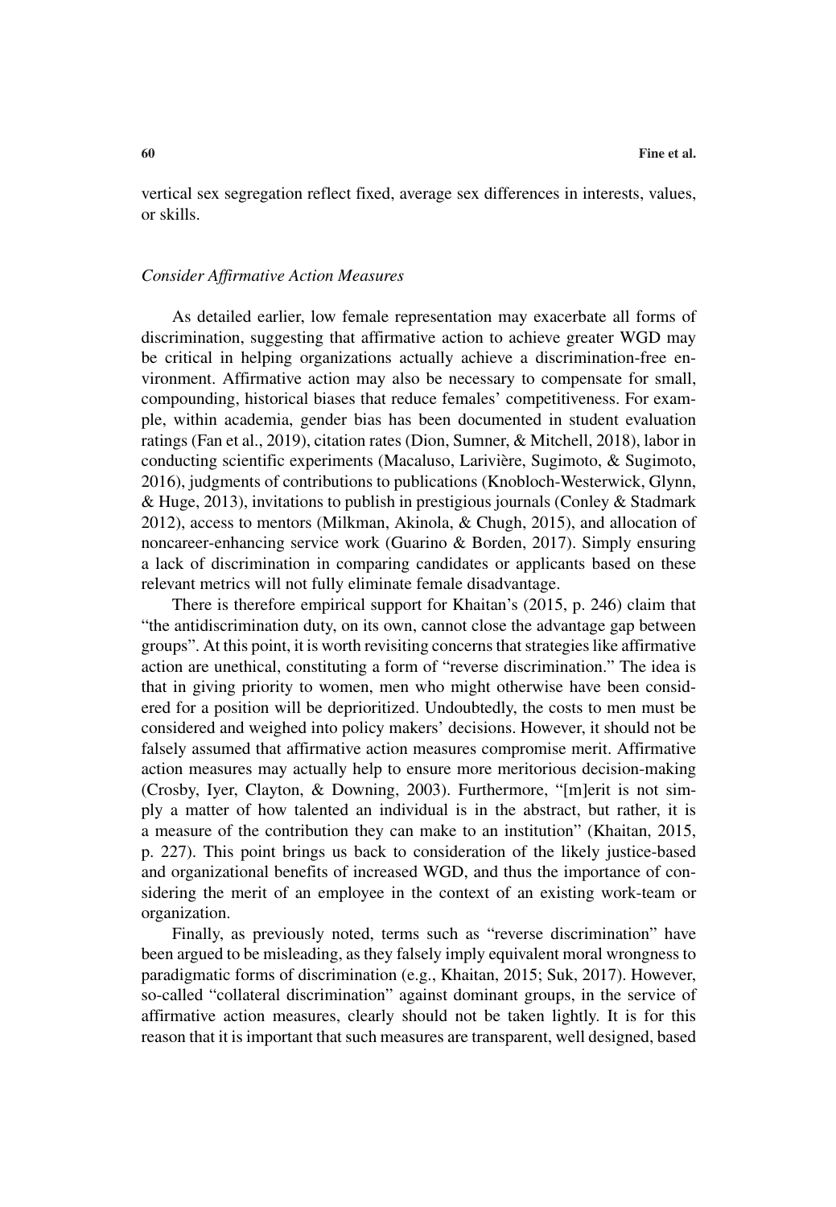vertical sex segregation reflect fixed, average sex differences in interests, values, or skills.

### *Consider Affirmative Action Measures*

As detailed earlier, low female representation may exacerbate all forms of discrimination, suggesting that affirmative action to achieve greater WGD may be critical in helping organizations actually achieve a discrimination-free environment. Affirmative action may also be necessary to compensate for small, compounding, historical biases that reduce females' competitiveness. For example, within academia, gender bias has been documented in student evaluation ratings (Fan et al., 2019), citation rates (Dion, Sumner, & Mitchell, 2018), labor in conducting scientific experiments (Macaluso, Larivière, Sugimoto, & Sugimoto, 2016), judgments of contributions to publications (Knobloch-Westerwick, Glynn, & Huge, 2013), invitations to publish in prestigious journals (Conley & Stadmark 2012), access to mentors (Milkman, Akinola, & Chugh, 2015), and allocation of noncareer-enhancing service work (Guarino & Borden, 2017). Simply ensuring a lack of discrimination in comparing candidates or applicants based on these relevant metrics will not fully eliminate female disadvantage.

There is therefore empirical support for Khaitan's (2015, p. 246) claim that "the antidiscrimination duty, on its own, cannot close the advantage gap between groups". At this point, it is worth revisiting concerns that strategies like affirmative action are unethical, constituting a form of "reverse discrimination." The idea is that in giving priority to women, men who might otherwise have been considered for a position will be deprioritized. Undoubtedly, the costs to men must be considered and weighed into policy makers' decisions. However, it should not be falsely assumed that affirmative action measures compromise merit. Affirmative action measures may actually help to ensure more meritorious decision-making (Crosby, Iyer, Clayton, & Downing, 2003). Furthermore, "[m]erit is not simply a matter of how talented an individual is in the abstract, but rather, it is a measure of the contribution they can make to an institution" (Khaitan, 2015, p. 227). This point brings us back to consideration of the likely justice-based and organizational benefits of increased WGD, and thus the importance of considering the merit of an employee in the context of an existing work-team or organization.

Finally, as previously noted, terms such as "reverse discrimination" have been argued to be misleading, as they falsely imply equivalent moral wrongness to paradigmatic forms of discrimination (e.g., Khaitan, 2015; Suk, 2017). However, so-called "collateral discrimination" against dominant groups, in the service of affirmative action measures, clearly should not be taken lightly. It is for this reason that it is important that such measures are transparent, well designed, based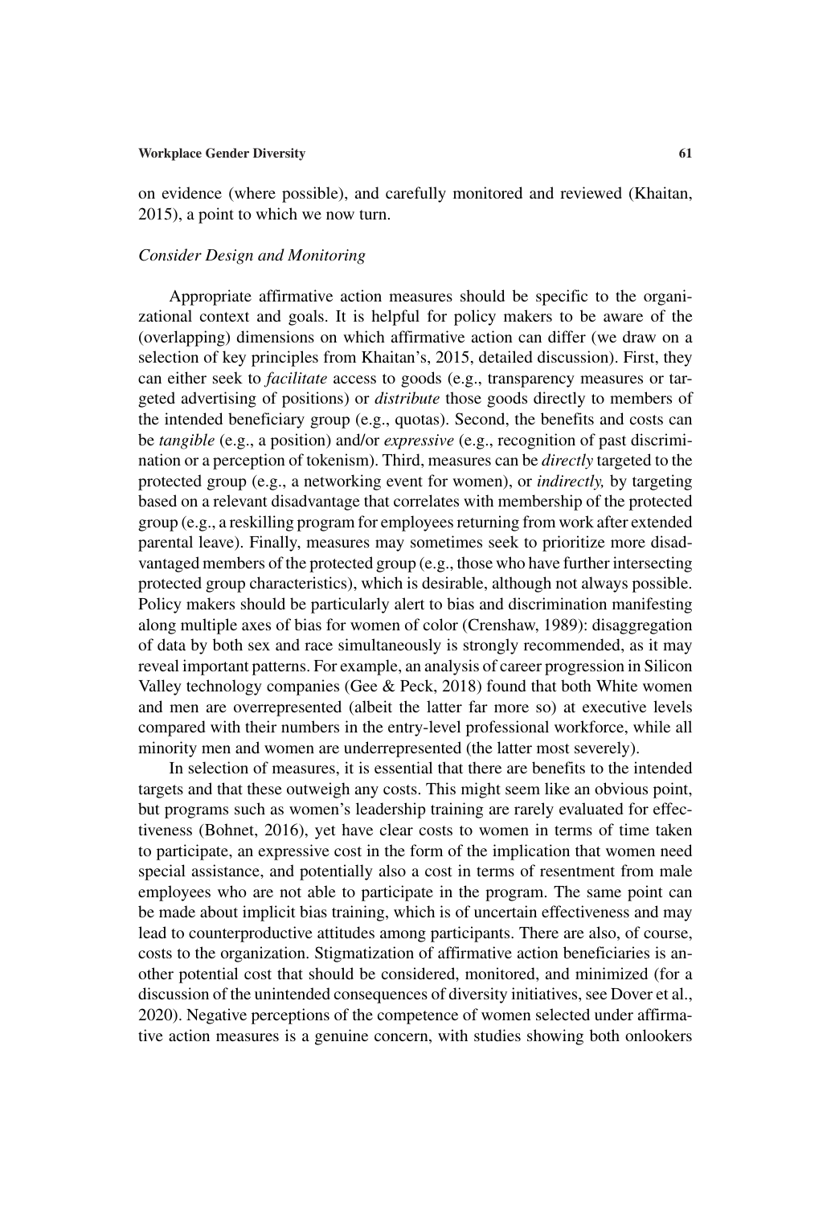on evidence (where possible), and carefully monitored and reviewed (Khaitan, 2015), a point to which we now turn.

### *Consider Design and Monitoring*

Appropriate affirmative action measures should be specific to the organizational context and goals. It is helpful for policy makers to be aware of the (overlapping) dimensions on which affirmative action can differ (we draw on a selection of key principles from Khaitan's, 2015, detailed discussion). First, they can either seek to *facilitate* access to goods (e.g., transparency measures or targeted advertising of positions) or *distribute* those goods directly to members of the intended beneficiary group (e.g., quotas). Second, the benefits and costs can be *tangible* (e.g., a position) and/or *expressive* (e.g., recognition of past discrimination or a perception of tokenism). Third, measures can be *directly* targeted to the protected group (e.g., a networking event for women), or *indirectly,* by targeting based on a relevant disadvantage that correlates with membership of the protected group (e.g., a reskilling program for employees returning from work after extended parental leave). Finally, measures may sometimes seek to prioritize more disadvantaged members of the protected group (e.g., those who have further intersecting protected group characteristics), which is desirable, although not always possible. Policy makers should be particularly alert to bias and discrimination manifesting along multiple axes of bias for women of color (Crenshaw, 1989): disaggregation of data by both sex and race simultaneously is strongly recommended, as it may reveal important patterns. For example, an analysis of career progression in Silicon Valley technology companies (Gee & Peck, 2018) found that both White women and men are overrepresented (albeit the latter far more so) at executive levels compared with their numbers in the entry-level professional workforce, while all minority men and women are underrepresented (the latter most severely).

In selection of measures, it is essential that there are benefits to the intended targets and that these outweigh any costs. This might seem like an obvious point, but programs such as women's leadership training are rarely evaluated for effectiveness (Bohnet, 2016), yet have clear costs to women in terms of time taken to participate, an expressive cost in the form of the implication that women need special assistance, and potentially also a cost in terms of resentment from male employees who are not able to participate in the program. The same point can be made about implicit bias training, which is of uncertain effectiveness and may lead to counterproductive attitudes among participants. There are also, of course, costs to the organization. Stigmatization of affirmative action beneficiaries is another potential cost that should be considered, monitored, and minimized (for a discussion of the unintended consequences of diversity initiatives, see Dover et al., 2020). Negative perceptions of the competence of women selected under affirmative action measures is a genuine concern, with studies showing both onlookers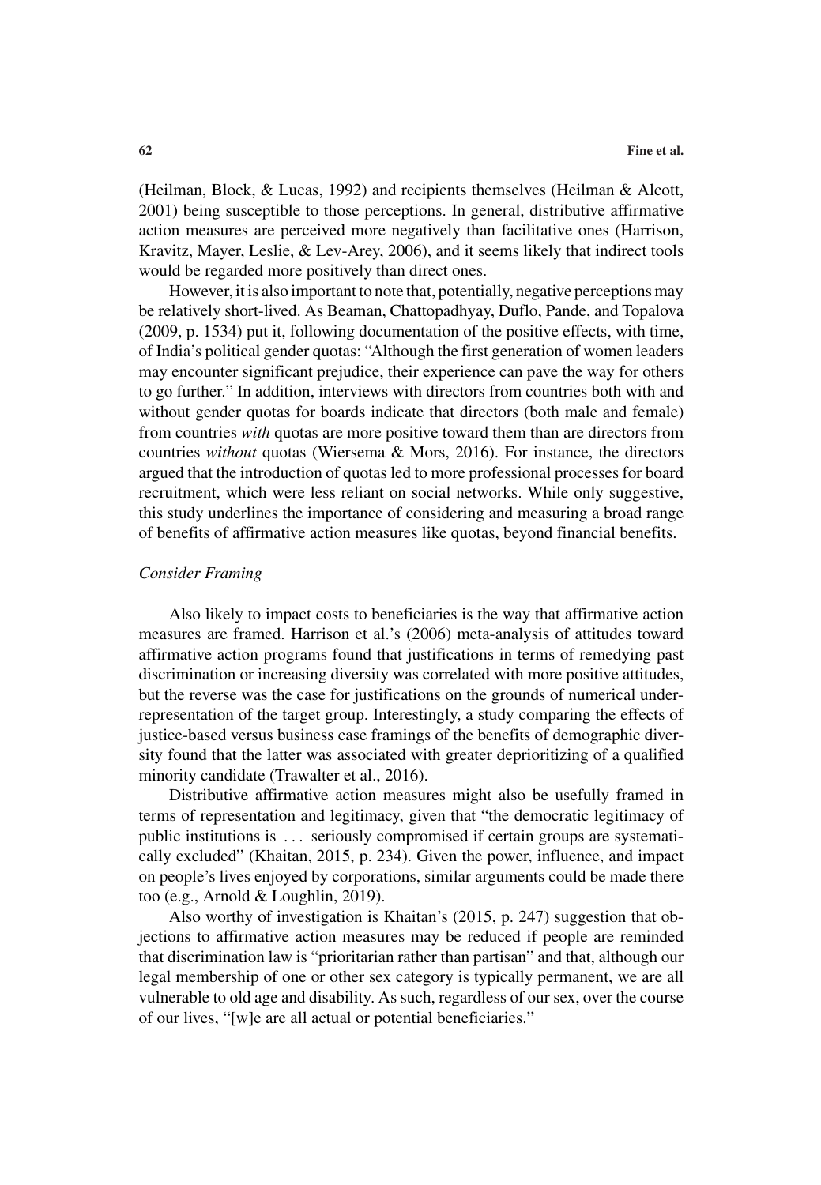(Heilman, Block, & Lucas, 1992) and recipients themselves (Heilman & Alcott, 2001) being susceptible to those perceptions. In general, distributive affirmative action measures are perceived more negatively than facilitative ones (Harrison, Kravitz, Mayer, Leslie, & Lev-Arey, 2006), and it seems likely that indirect tools would be regarded more positively than direct ones.

However, it is also important to note that, potentially, negative perceptions may be relatively short-lived. As Beaman, Chattopadhyay, Duflo, Pande, and Topalova (2009, p. 1534) put it, following documentation of the positive effects, with time, of India's political gender quotas: "Although the first generation of women leaders may encounter significant prejudice, their experience can pave the way for others to go further." In addition, interviews with directors from countries both with and without gender quotas for boards indicate that directors (both male and female) from countries *with* quotas are more positive toward them than are directors from countries *without* quotas (Wiersema & Mors, 2016). For instance, the directors argued that the introduction of quotas led to more professional processes for board recruitment, which were less reliant on social networks. While only suggestive, this study underlines the importance of considering and measuring a broad range of benefits of affirmative action measures like quotas, beyond financial benefits.

### *Consider Framing*

Also likely to impact costs to beneficiaries is the way that affirmative action measures are framed. Harrison et al.'s (2006) meta-analysis of attitudes toward affirmative action programs found that justifications in terms of remedying past discrimination or increasing diversity was correlated with more positive attitudes, but the reverse was the case for justifications on the grounds of numerical underrepresentation of the target group. Interestingly, a study comparing the effects of justice-based versus business case framings of the benefits of demographic diversity found that the latter was associated with greater deprioritizing of a qualified minority candidate (Trawalter et al., 2016).

Distributive affirmative action measures might also be usefully framed in terms of representation and legitimacy, given that "the democratic legitimacy of public institutions is ... seriously compromised if certain groups are systematically excluded" (Khaitan, 2015, p. 234). Given the power, influence, and impact on people's lives enjoyed by corporations, similar arguments could be made there too (e.g., Arnold & Loughlin, 2019).

Also worthy of investigation is Khaitan's (2015, p. 247) suggestion that objections to affirmative action measures may be reduced if people are reminded that discrimination law is "prioritarian rather than partisan" and that, although our legal membership of one or other sex category is typically permanent, we are all vulnerable to old age and disability. As such, regardless of our sex, over the course of our lives, "[w]e are all actual or potential beneficiaries."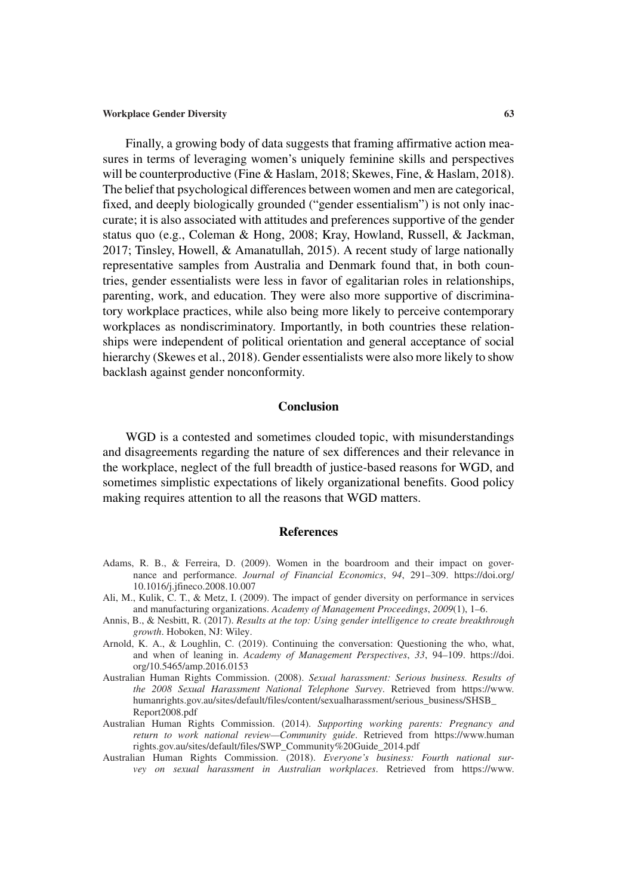Finally, a growing body of data suggests that framing affirmative action measures in terms of leveraging women's uniquely feminine skills and perspectives will be counterproductive (Fine & Haslam, 2018; Skewes, Fine, & Haslam, 2018). The belief that psychological differences between women and men are categorical, fixed, and deeply biologically grounded ("gender essentialism") is not only inaccurate; it is also associated with attitudes and preferences supportive of the gender status quo (e.g., Coleman & Hong, 2008; Kray, Howland, Russell, & Jackman, 2017; Tinsley, Howell, & Amanatullah, 2015). A recent study of large nationally representative samples from Australia and Denmark found that, in both countries, gender essentialists were less in favor of egalitarian roles in relationships, parenting, work, and education. They were also more supportive of discriminatory workplace practices, while also being more likely to perceive contemporary workplaces as nondiscriminatory. Importantly, in both countries these relationships were independent of political orientation and general acceptance of social hierarchy (Skewes et al., 2018). Gender essentialists were also more likely to show backlash against gender nonconformity.

## Conclusion

WGD is a contested and sometimes clouded topic, with misunderstandings and disagreements regarding the nature of sex differences and their relevance in the workplace, neglect of the full breadth of justice-based reasons for WGD, and sometimes simplistic expectations of likely organizational benefits. Good policy making requires attention to all the reasons that WGD matters.

## References

Adams, R. B., & Ferreira, D. (2009). Women in the boardroom and their impact on governance and performance. *Journal of Financial Economics*, *94*, 291–309. https://doi.org/10.1016/j.jfineco.2008.10.007

Ali, M., Kulik, C. T., & Metz, I. (2009). The impact of gender diversity on performance in services and manufacturing organizations. *Academy of Management Proceedings*, *2009*(1), 1–6.

Annis, B., & Nesbitt, R. (2017). *Results at the top: Using gender intelligence to create breakthrough growth*. Hoboken, NJ: Wiley.

Arnold, K. A., & Loughlin, C. (2019). Continuing the conversation: Questioning the who, what, and when of leaning in. *Academy of Management Perspectives*, *33*, 94–109. https://doi.org/10.5465/amp.2016.0153

Australian Human Rights Commission. (2008). *Sexual harassment: Serious business. Results of the 2008 Sexual Harassment National Telephone Survey*. Retrieved from https://www.humanrights.gov.au/sites/default/files/content/sexualharassment/serious_business/SHSB_Report2008.pdf

Australian Human Rights Commission. (2014). *Supporting working parents: Pregnancy and return to work national review—Community guide*. Retrieved from https://www.humanrights.gov.au/sites/default/files/SWP_Community%20Guide_2014.pdf

Australian Human Rights Commission. (2018). *Everyone's business: Fourth national survey on sexual harassment in Australian workplaces*. Retrieved from https://www.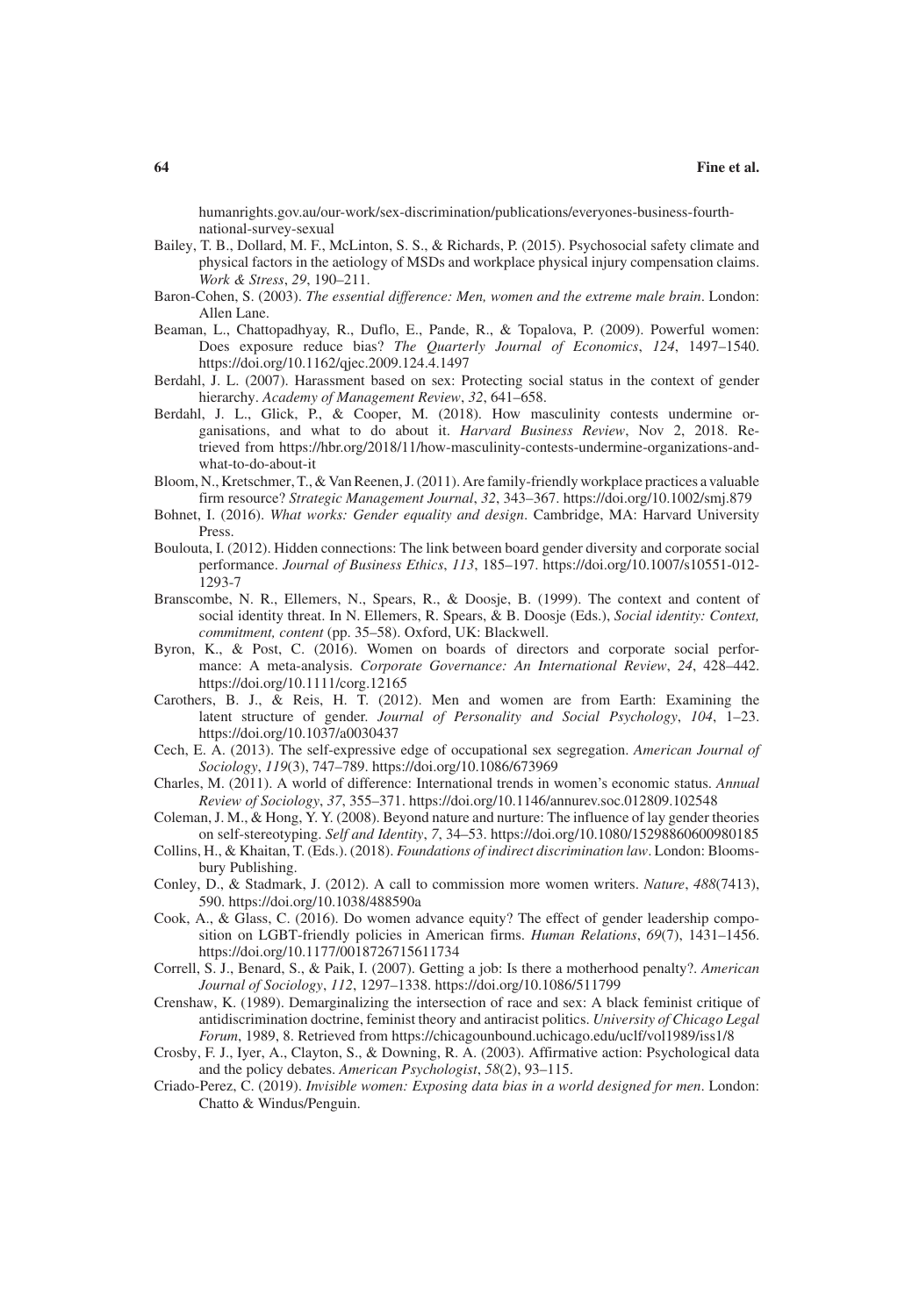humanrights.gov.au/our-work/sex-discrimination/publications/everyones-business-fourth-national-survey-sexual

Bailey, T. B., Dollard, M. F., McLinton, S. S., & Richards, P. (2015). Psychosocial safety climate and physical factors in the aetiology of MSDs and workplace physical injury compensation claims. *Work & Stress*, *29*, 190–211.

Baron-Cohen, S. (2003). *The essential difference: Men, women and the extreme male brain*. London: Allen Lane.

Beaman, L., Chattopadhyay, R., Duflo, E., Pande, R., & Topalova, P. (2009). Powerful women: Does exposure reduce bias? *The Quarterly Journal of Economics*, *124*, 1497–1540. https://doi.org/10.1162/qjec.2009.124.4.1497

Berdahl, J. L. (2007). Harassment based on sex: Protecting social status in the context of gender hierarchy. *Academy of Management Review*, *32*, 641–658.

Berdahl, J. L., Glick, P., & Cooper, M. (2018). How masculinity contests undermine organisations, and what to do about it. *Harvard Business Review*, Nov 2, 2018. Retrieved from https://hbr.org/2018/11/how-masculinity-contests-undermine-organizations-and-what-to-do-about-it

Bloom, N., Kretschmer, T., & Van Reenen, J. (2011). Are family-friendly workplace practices a valuable firm resource? *Strategic Management Journal*, *32*, 343–367. https://doi.org/10.1002/smj.879

Bohnet, I. (2016). *What works: Gender equality and design*. Cambridge, MA: Harvard University Press.

Boulouta, I. (2012). Hidden connections: The link between board gender diversity and corporate social performance. *Journal of Business Ethics*, *113*, 185–197. https://doi.org/10.1007/s10551-012-1293-7

Branscombe, N. R., Ellemers, N., Spears, R., & Doosje, B. (1999). The context and content of social identity threat. In N. Ellemers, R. Spears, & B. Doosje (Eds.), *Social identity: Context, commitment, content* (pp. 35–58). Oxford, UK: Blackwell.

Byron, K., & Post, C. (2016). Women on boards of directors and corporate social performance: A meta-analysis. *Corporate Governance: An International Review*, *24*, 428–442. https://doi.org/10.1111/corg.12165

Carothers, B. J., & Reis, H. T. (2012). Men and women are from Earth: Examining the latent structure of gender. *Journal of Personality and Social Psychology*, *104*, 1–23. https://doi.org/10.1037/a0030437

Cech, E. A. (2013). The self-expressive edge of occupational sex segregation. *American Journal of Sociology*, *119*(3), 747–789. https://doi.org/10.1086/673969

Charles, M. (2011). A world of difference: International trends in women's economic status. *Annual Review of Sociology*, *37*, 355–371. https://doi.org/10.1146/annurev.soc.012809.102548

Coleman, J. M., & Hong, Y. Y. (2008). Beyond nature and nurture: The influence of lay gender theories on self-stereotyping. *Self and Identity*, *7*, 34–53. https://doi.org/10.1080/15298860600980185

Collins, H., & Khaitan, T. (Eds.). (2018). *Foundations of indirect discrimination law*. London: Bloomsbury Publishing.

Conley, D., & Stadmark, J. (2012). A call to commission more women writers. *Nature*, *488*(7413), 590. https://doi.org/10.1038/488590a

Cook, A., & Glass, C. (2016). Do women advance equity? The effect of gender leadership composition on LGBT-friendly policies in American firms. *Human Relations*, *69*(7), 1431–1456. https://doi.org/10.1177/0018726715611734

Correll, S. J., Benard, S., & Paik, I. (2007). Getting a job: Is there a motherhood penalty?. *American Journal of Sociology*, *112*, 1297–1338. https://doi.org/10.1086/511799

Crenshaw, K. (1989). Demarginalizing the intersection of race and sex: A black feminist critique of antidiscrimination doctrine, feminist theory and antiracist politics. *University of Chicago Legal Forum*, 1989, 8. Retrieved from https://chicagounbound.uchicago.edu/uclf/vol1989/iss1/8

Crosby, F. J., Iyer, A., Clayton, S., & Downing, R. A. (2003). Affirmative action: Psychological data and the policy debates. *American Psychologist*, *58*(2), 93–115.

Criado-Perez, C. (2019). *Invisible women: Exposing data bias in a world designed for men*. London: Chatto & Windus/Penguin.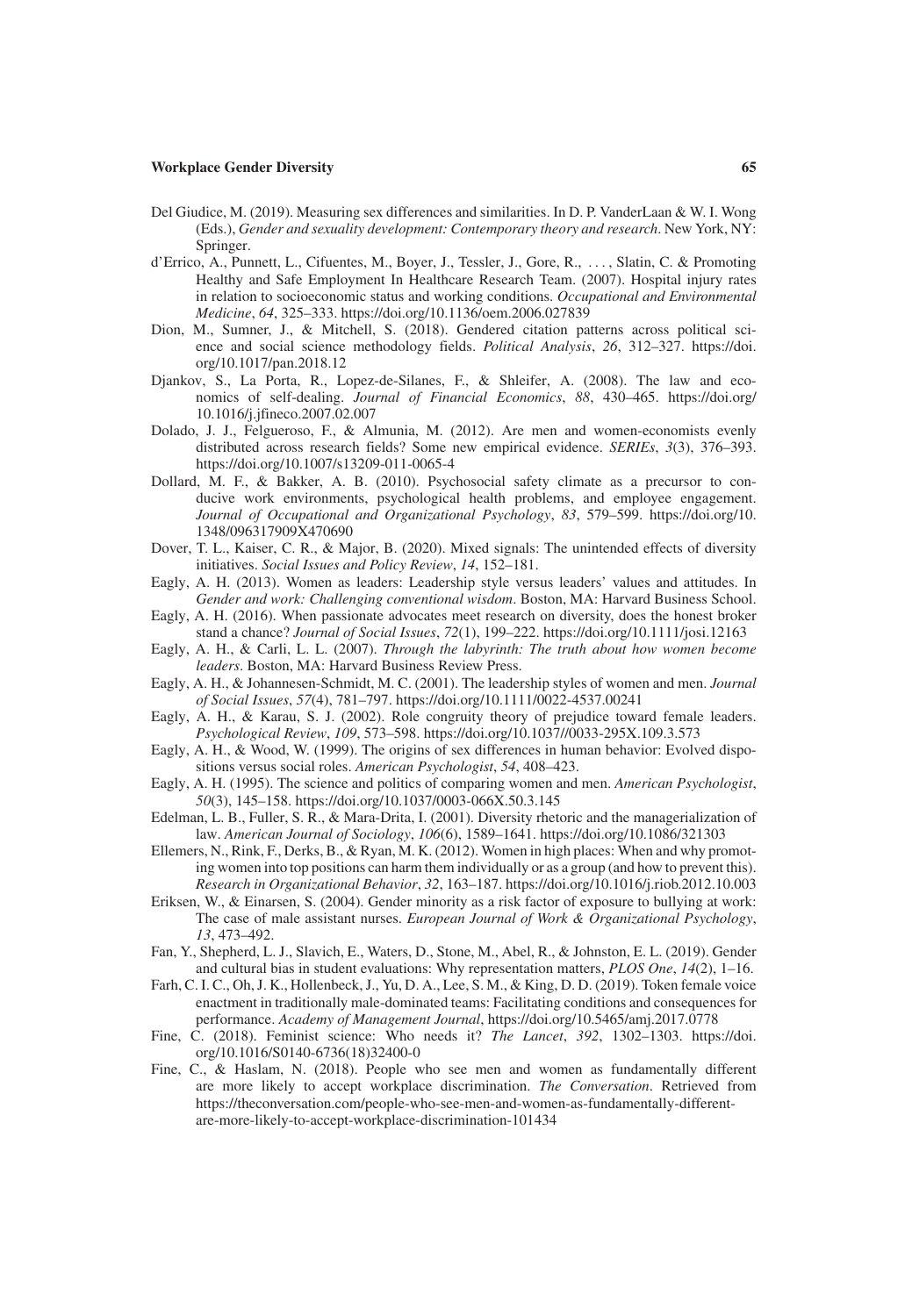Del Giudice, M. (2019). Measuring sex differences and similarities. In D. P. VanderLaan & W. I. Wong (Eds.), *Gender and sexuality development: Contemporary theory and research*. New York, NY: Springer.

d'Errico, A., Punnett, L., Cifuentes, M., Boyer, J., Tessler, J., Gore, R., . . . , Slatin, C. & Promoting Healthy and Safe Employment In Healthcare Research Team. (2007). Hospital injury rates in relation to socioeconomic status and working conditions. *Occupational and Environmental Medicine*, *64*, 325–333. https://doi.org/10.1136/oem.2006.027839

Dion, M., Sumner, J., & Mitchell, S. (2018). Gendered citation patterns across political science and social science methodology fields. *Political Analysis*, *26*, 312–327. https://doi.org/10.1017/pan.2018.12

Djankov, S., La Porta, R., Lopez-de-Silanes, F., & Shleifer, A. (2008). The law and economics of self-dealing. *Journal of Financial Economics*, *88*, 430–465. https://doi.org/10.1016/j.jfineco.2007.02.007

Dolado, J. J., Felgueroso, F., & Almunia, M. (2012). Are men and women-economists evenly distributed across research fields? Some new empirical evidence. *SERIEs*, *3*(3), 376–393. https://doi.org/10.1007/s13209-011-0065-4

Dollard, M. F., & Bakker, A. B. (2010). Psychosocial safety climate as a precursor to conducive work environments, psychological health problems, and employee engagement. *Journal of Occupational and Organizational Psychology*, *83*, 579–599. https://doi.org/10.1348/096317909X470690

Dover, T. L., Kaiser, C. R., & Major, B. (2020). Mixed signals: The unintended effects of diversity initiatives. *Social Issues and Policy Review*, *14*, 152–181.

Eagly, A. H. (2013). Women as leaders: Leadership style versus leaders' values and attitudes. In *Gender and work: Challenging conventional wisdom*. Boston, MA: Harvard Business School.

Eagly, A. H. (2016). When passionate advocates meet research on diversity, does the honest broker stand a chance? *Journal of Social Issues*, *72*(1), 199–222. https://doi.org/10.1111/josi.12163

Eagly, A. H., & Carli, L. L. (2007). *Through the labyrinth: The truth about how women become leaders*. Boston, MA: Harvard Business Review Press.

Eagly, A. H., & Johannesen-Schmidt, M. C. (2001). The leadership styles of women and men. *Journal of Social Issues*, *57*(4), 781–797. https://doi.org/10.1111/0022-4537.00241

Eagly, A. H., & Karau, S. J. (2002). Role congruity theory of prejudice toward female leaders. *Psychological Review*, *109*, 573–598. https://doi.org/10.1037//0033-295X.109.3.573

Eagly, A. H., & Wood, W. (1999). The origins of sex differences in human behavior: Evolved dispositions versus social roles. *American Psychologist*, *54*, 408–423.

Eagly, A. H. (1995). The science and politics of comparing women and men. *American Psychologist*, *50*(3), 145–158. https://doi.org/10.1037/0003-066X.50.3.145

Edelman, L. B., Fuller, S. R., & Mara-Drita, I. (2001). Diversity rhetoric and the managerialization of law. *American Journal of Sociology*, *106*(6), 1589–1641. https://doi.org/10.1086/321303

Ellemers, N., Rink, F., Derks, B., & Ryan, M. K. (2012). Women in high places: When and why promoting women into top positions can harm them individually or as a group (and how to prevent this). *Research in Organizational Behavior*, *32*, 163–187. https://doi.org/10.1016/j.riob.2012.10.003

Eriksen, W., & Einarsen, S. (2004). Gender minority as a risk factor of exposure to bullying at work: The case of male assistant nurses. *European Journal of Work & Organizational Psychology*, *13*, 473–492.

Fan, Y., Shepherd, L. J., Slavich, E., Waters, D., Stone, M., Abel, R., & Johnston, E. L. (2019). Gender and cultural bias in student evaluations: Why representation matters, *PLOS One*, *14*(2), 1–16.

Farh, C. I. C., Oh, J. K., Hollenbeck, J., Yu, D. A., Lee, S. M., & King, D. D. (2019). Token female voice enactment in traditionally male-dominated teams: Facilitating conditions and consequences for performance. *Academy of Management Journal*, https://doi.org/10.5465/amj.2017.0778

Fine, C. (2018). Feminist science: Who needs it? *The Lancet*, *392*, 1302–1303. https://doi.org/10.1016/S0140-6736(18)32400-0

Fine, C., & Haslam, N. (2018). People who see men and women as fundamentally different are more likely to accept workplace discrimination. *The Conversation*. Retrieved from https://theconversation.com/people-who-see-men-and-women-as-fundamentally-different-are-more-likely-to-accept-workplace-discrimination-101434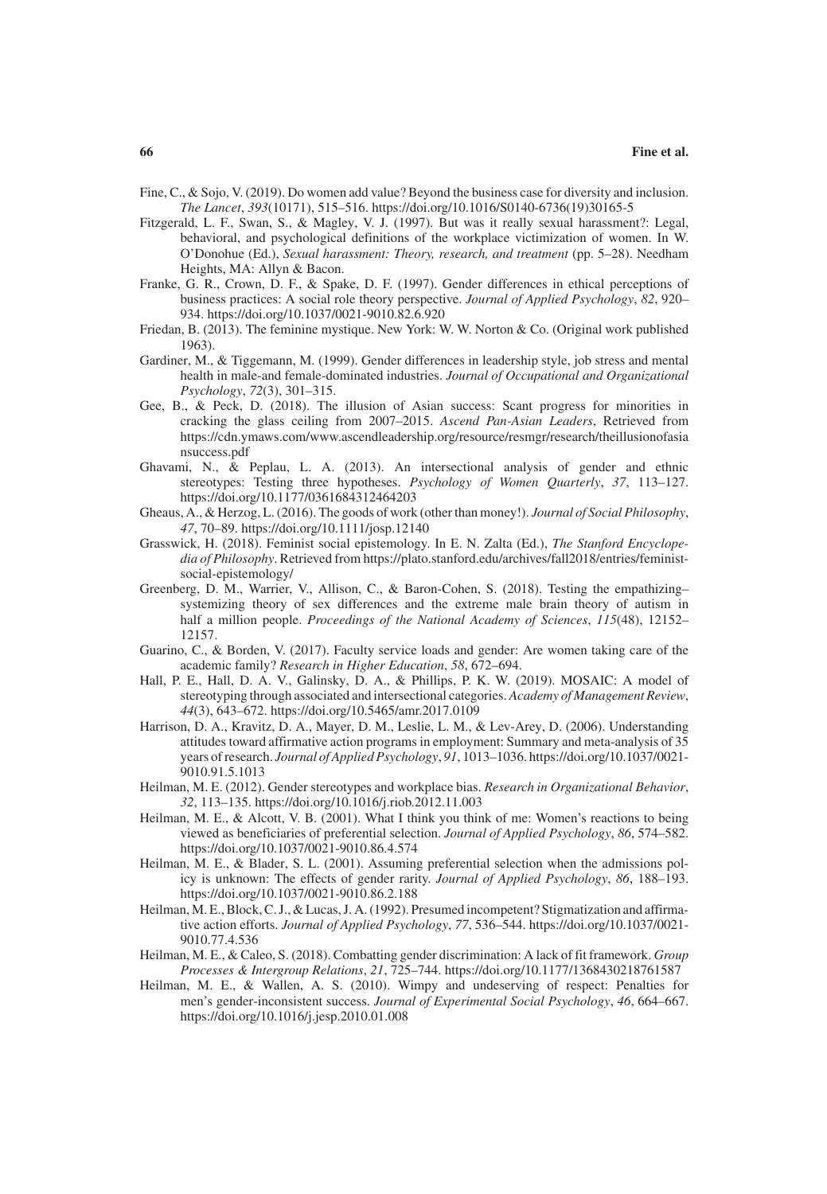Fine, C., & Sojo, V. (2019). Do women add value? Beyond the business case for diversity and inclusion. *The Lancet*, *393*(10171), 515–516. https://doi.org/10.1016/S0140-6736(19)30165-5

Fitzgerald, L. F., Swan, S., & Magley, V. J. (1997). But was it really sexual harassment?: Legal, behavioral, and psychological definitions of the workplace victimization of women. In W. O'Donohue (Ed.), *Sexual harassment: Theory, research, and treatment* (pp. 5–28). Needham Heights, MA: Allyn & Bacon.

Franke, G. R., Crown, D. F., & Spake, D. F. (1997). Gender differences in ethical perceptions of business practices: A social role theory perspective. *Journal of Applied Psychology*, *82*, 920–934. https://doi.org/10.1037/0021-9010.82.6.920

Friedan, B. (2013). The feminine mystique. New York: W. W. Norton & Co. (Original work published 1963).

Gardiner, M., & Tiggemann, M. (1999). Gender differences in leadership style, job stress and mental health in male-and female-dominated industries. *Journal of Occupational and Organizational Psychology*, *72*(3), 301–315.

Gee, B., & Peck, D. (2018). The illusion of Asian success: Scant progress for minorities in cracking the glass ceiling from 2007–2015. *Ascend Pan-Asian Leaders*, Retrieved from https://cdn.ymaws.com/www.ascendleadership.org/resource/resmgr/research/theillusionofasiansuccess.pdf

Ghavami, N., & Peplau, L. A. (2013). An intersectional analysis of gender and ethnic stereotypes: Testing three hypotheses. *Psychology of Women Quarterly*, *37*, 113–127. https://doi.org/10.1177/0361684312464203

Gheaus, A., & Herzog, L. (2016). The goods of work (other than money!). *Journal of Social Philosophy*, *47*, 70–89. https://doi.org/10.1111/josp.12140

Grasswick, H. (2018). Feminist social epistemology. In E. N. Zalta (Ed.), *The Stanford Encyclopedia of Philosophy*. Retrieved from https://plato.stanford.edu/archives/fall2018/entries/feminist-social-epistemology/

Greenberg, D. M., Warrier, V., Allison, C., & Baron-Cohen, S. (2018). Testing the empathizing–systemizing theory of sex differences and the extreme male brain theory of autism in half a million people. *Proceedings of the National Academy of Sciences*, *115*(48), 12152–12157.

Guarino, C., & Borden, V. (2017). Faculty service loads and gender: Are women taking care of the academic family? *Research in Higher Education*, *58*, 672–694.

Hall, P. E., Hall, D. A. V., Galinsky, D. A., & Phillips, P. K. W. (2019). MOSAIC: A model of stereotyping through associated and intersectional categories. *Academy of Management Review*, *44*(3), 643–672. https://doi.org/10.5465/amr.2017.0109

Harrison, D. A., Kravitz, D. A., Mayer, D. M., Leslie, L. M., & Lev-Arey, D. (2006). Understanding attitudes toward affirmative action programs in employment: Summary and meta-analysis of 35 years of research. *Journal of Applied Psychology*, *91*, 1013–1036. https://doi.org/10.1037/0021-9010.91.5.1013

Heilman, M. E. (2012). Gender stereotypes and workplace bias. *Research in Organizational Behavior*, *32*, 113–135. https://doi.org/10.1016/j.riob.2012.11.003

Heilman, M. E., & Alcott, V. B. (2001). What I think you think of me: Women's reactions to being viewed as beneficiaries of preferential selection. *Journal of Applied Psychology*, *86*, 574–582. https://doi.org/10.1037/0021-9010.86.4.574

Heilman, M. E., & Blader, S. L. (2001). Assuming preferential selection when the admissions policy is unknown: The effects of gender rarity. *Journal of Applied Psychology*, *86*, 188–193. https://doi.org/10.1037/0021-9010.86.2.188

Heilman, M. E., Block, C. J., & Lucas, J. A. (1992). Presumed incompetent? Stigmatization and affirmative action efforts. *Journal of Applied Psychology*, *77*, 536–544. https://doi.org/10.1037/0021-9010.77.4.536

Heilman, M. E., & Caleo, S. (2018). Combatting gender discrimination: A lack of fit framework. *Group Processes & Intergroup Relations*, *21*, 725–744. https://doi.org/10.1177/1368430218761587

Heilman, M. E., & Wallen, A. S. (2010). Wimpy and undeserving of respect: Penalties for men's gender-inconsistent success. *Journal of Experimental Social Psychology*, *46*, 664–667. https://doi.org/10.1016/j.jesp.2010.01.008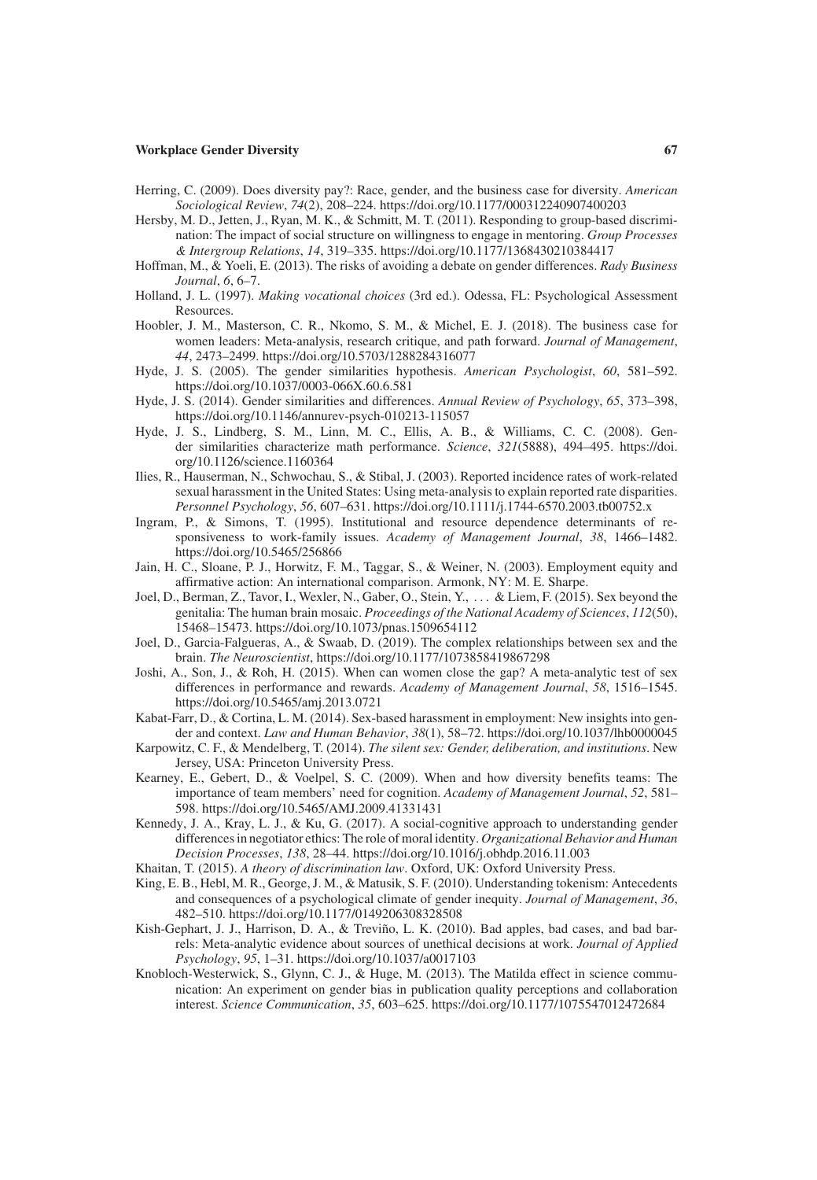Herring, C. (2009). Does diversity pay?: Race, gender, and the business case for diversity. *American Sociological Review*, *74*(2), 208–224. https://doi.org/10.1177/000312240907400203

Hersby, M. D., Jetten, J., Ryan, M. K., & Schmitt, M. T. (2011). Responding to group-based discrimination: The impact of social structure on willingness to engage in mentoring. *Group Processes & Intergroup Relations*, *14*, 319–335. https://doi.org/10.1177/1368430210384417

Hoffman, M., & Yoeli, E. (2013). The risks of avoiding a debate on gender differences. *Rady Business Journal*, *6*, 6–7.

Holland, J. L. (1997). *Making vocational choices* (3rd ed.). Odessa, FL: Psychological Assessment Resources.

Hoobler, J. M., Masterson, C. R., Nkomo, S. M., & Michel, E. J. (2018). The business case for women leaders: Meta-analysis, research critique, and path forward. *Journal of Management*, *44*, 2473–2499. https://doi.org/10.5703/1288284316077

Hyde, J. S. (2005). The gender similarities hypothesis. *American Psychologist*, *60*, 581–592. https://doi.org/10.1037/0003-066X.60.6.581

Hyde, J. S. (2014). Gender similarities and differences. *Annual Review of Psychology*, *65*, 373–398, https://doi.org/10.1146/annurev-psych-010213-115057

Hyde, J. S., Lindberg, S. M., Linn, M. C., Ellis, A. B., & Williams, C. C. (2008). Gender similarities characterize math performance. *Science*, *321*(5888), 494–495. https://doi.org/10.1126/science.1160364

Ilies, R., Hauserman, N., Schwochau, S., & Stibal, J. (2003). Reported incidence rates of work-related sexual harassment in the United States: Using meta-analysis to explain reported rate disparities. *Personnel Psychology*, *56*, 607–631. https://doi.org/10.1111/j.1744-6570.2003.tb00752.x

Ingram, P., & Simons, T. (1995). Institutional and resource dependence determinants of responsiveness to work-family issues. *Academy of Management Journal*, *38*, 1466–1482. https://doi.org/10.5465/256866

Jain, H. C., Sloane, P. J., Horwitz, F. M., Taggar, S., & Weiner, N. (2003). Employment equity and affirmative action: An international comparison. Armonk, NY: M. E. Sharpe.

Joel, D., Berman, Z., Tavor, I., Wexler, N., Gaber, O., Stein, Y., . . . & Liem, F. (2015). Sex beyond the genitalia: The human brain mosaic. *Proceedings of the National Academy of Sciences*, *112*(50), 15468–15473. https://doi.org/10.1073/pnas.1509654112

Joel, D., Garcia-Falgueras, A., & Swaab, D. (2019). The complex relationships between sex and the brain. *The Neuroscientist*, https://doi.org/10.1177/1073858419867298

Joshi, A., Son, J., & Roh, H. (2015). When can women close the gap? A meta-analytic test of sex differences in performance and rewards. *Academy of Management Journal*, *58*, 1516–1545. https://doi.org/10.5465/amj.2013.0721

Kabat-Farr, D., & Cortina, L. M. (2014). Sex-based harassment in employment: New insights into gender and context. *Law and Human Behavior*, *38*(1), 58–72. https://doi.org/10.1037/lhb0000045

Karpowitz, C. F., & Mendelberg, T. (2014). *The silent sex: Gender, deliberation, and institutions*. New Jersey, USA: Princeton University Press.

Kearney, E., Gebert, D., & Voelpel, S. C. (2009). When and how diversity benefits teams: The importance of team members' need for cognition. *Academy of Management Journal*, *52*, 581–598. https://doi.org/10.5465/AMJ.2009.41331431

Kennedy, J. A., Kray, L. J., & Ku, G. (2017). A social-cognitive approach to understanding gender differences in negotiator ethics: The role of moral identity. *Organizational Behavior and Human Decision Processes*, *138*, 28–44. https://doi.org/10.1016/j.obhdp.2016.11.003

Khaitan, T. (2015). *A theory of discrimination law*. Oxford, UK: Oxford University Press.

King, E. B., Hebl, M. R., George, J. M., & Matusik, S. F. (2010). Understanding tokenism: Antecedents and consequences of a psychological climate of gender inequity. *Journal of Management*, *36*, 482–510. https://doi.org/10.1177/0149206308328508

Kish-Gephart, J. J., Harrison, D. A., & Treviño, L. K. (2010). Bad apples, bad cases, and bad barrels: Meta-analytic evidence about sources of unethical decisions at work. *Journal of Applied Psychology*, *95*, 1–31. https://doi.org/10.1037/a0017103

Knobloch-Westerwick, S., Glynn, C. J., & Huge, M. (2013). The Matilda effect in science communication: An experiment on gender bias in publication quality perceptions and collaboration interest. *Science Communication*, *35*, 603–625. https://doi.org/10.1177/1075547012472684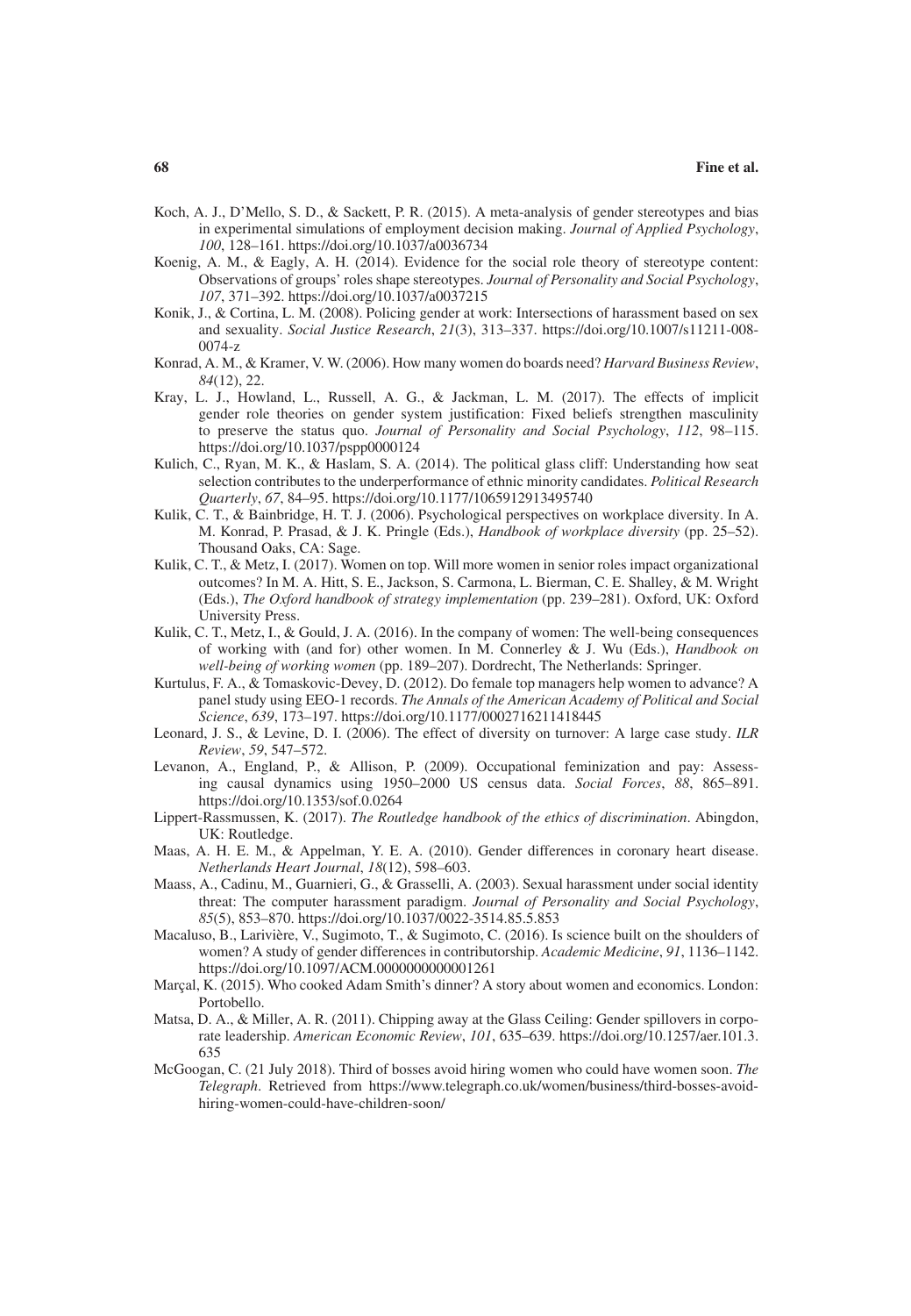Koch, A. J., D'Mello, S. D., & Sackett, P. R. (2015). A meta-analysis of gender stereotypes and bias in experimental simulations of employment decision making. *Journal of Applied Psychology*, *100*, 128–161. https://doi.org/10.1037/a0036734

Koenig, A. M., & Eagly, A. H. (2014). Evidence for the social role theory of stereotype content: Observations of groups' roles shape stereotypes. *Journal of Personality and Social Psychology*, *107*, 371–392. https://doi.org/10.1037/a0037215

Konik, J., & Cortina, L. M. (2008). Policing gender at work: Intersections of harassment based on sex and sexuality. *Social Justice Research*, *21*(3), 313–337. https://doi.org/10.1007/s11211-008-0074-z

Konrad, A. M., & Kramer, V. W. (2006). How many women do boards need? *Harvard Business Review*, *84*(12), 22.

Kray, L. J., Howland, L., Russell, A. G., & Jackman, L. M. (2017). The effects of implicit gender role theories on gender system justification: Fixed beliefs strengthen masculinity to preserve the status quo. *Journal of Personality and Social Psychology*, *112*, 98–115. https://doi.org/10.1037/pspp0000124

Kulich, C., Ryan, M. K., & Haslam, S. A. (2014). The political glass cliff: Understanding how seat selection contributes to the underperformance of ethnic minority candidates. *Political Research Quarterly*, *67*, 84–95. https://doi.org/10.1177/1065912913495740

Kulik, C. T., & Bainbridge, H. T. J. (2006). Psychological perspectives on workplace diversity. In A. M. Konrad, P. Prasad, & J. K. Pringle (Eds.), *Handbook of workplace diversity* (pp. 25–52). Thousand Oaks, CA: Sage.

Kulik, C. T., & Metz, I. (2017). Women on top. Will more women in senior roles impact organizational outcomes? In M. A. Hitt, S. E., Jackson, S. Carmona, L. Bierman, C. E. Shalley, & M. Wright (Eds.), *The Oxford handbook of strategy implementation* (pp. 239–281). Oxford, UK: Oxford University Press.

Kulik, C. T., Metz, I., & Gould, J. A. (2016). In the company of women: The well-being consequences of working with (and for) other women. In M. Connerley & J. Wu (Eds.), *Handbook on well-being of working women* (pp. 189–207). Dordrecht, The Netherlands: Springer.

Kurtulus, F. A., & Tomaskovic-Devey, D. (2012). Do female top managers help women to advance? A panel study using EEO-1 records. *The Annals of the American Academy of Political and Social Science*, *639*, 173–197. https://doi.org/10.1177/0002716211418445

Leonard, J. S., & Levine, D. I. (2006). The effect of diversity on turnover: A large case study. *ILR Review*, *59*, 547–572.

Levanon, A., England, P., & Allison, P. (2009). Occupational feminization and pay: Assessing causal dynamics using 1950–2000 US census data. *Social Forces*, *88*, 865–891. https://doi.org/10.1353/sof.0.0264

Lippert-Rassmussen, K. (2017). *The Routledge handbook of the ethics of discrimination*. Abingdon, UK: Routledge.

Maas, A. H. E. M., & Appelman, Y. E. A. (2010). Gender differences in coronary heart disease. *Netherlands Heart Journal*, *18*(12), 598–603.

Maass, A., Cadinu, M., Guarnieri, G., & Grasselli, A. (2003). Sexual harassment under social identity threat: The computer harassment paradigm. *Journal of Personality and Social Psychology*, *85*(5), 853–870. https://doi.org/10.1037/0022-3514.85.5.853

Macaluso, B., Larivière, V., Sugimoto, T., & Sugimoto, C. (2016). Is science built on the shoulders of women? A study of gender differences in contributorship. *Academic Medicine*, *91*, 1136–1142. https://doi.org/10.1097/ACM.0000000000001261

Marçal, K. (2015). Who cooked Adam Smith's dinner? A story about women and economics. London: Portobello.

Matsa, D. A., & Miller, A. R. (2011). Chipping away at the Glass Ceiling: Gender spillovers in corporate leadership. *American Economic Review*, *101*, 635–639. https://doi.org/10.1257/aer.101.3.635

McGoogan, C. (21 July 2018). Third of bosses avoid hiring women who could have women soon. *The Telegraph*. Retrieved from https://www.telegraph.co.uk/women/business/third-bosses-avoid-hiring-women-could-have-children-soon/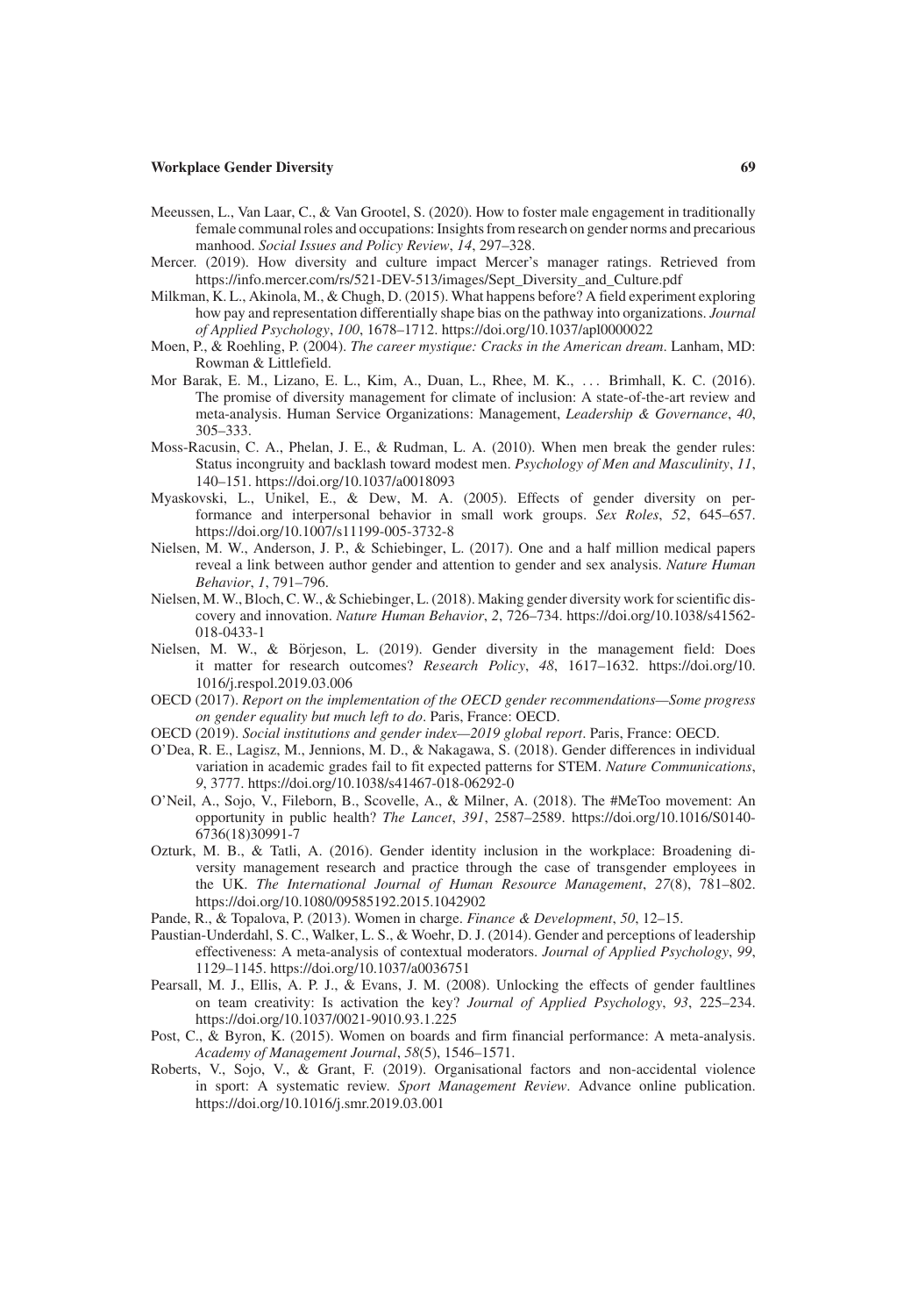Meeussen, L., Van Laar, C., & Van Grootel, S. (2020). How to foster male engagement in traditionally female communal roles and occupations: Insights from research on gender norms and precarious manhood. *Social Issues and Policy Review*, *14*, 297–328.

Mercer. (2019). How diversity and culture impact Mercer's manager ratings. Retrieved from https://info.mercer.com/rs/521-DEV-513/images/Sept_Diversity_and_Culture.pdf

Milkman, K. L., Akinola, M., & Chugh, D. (2015). What happens before? A field experiment exploring how pay and representation differentially shape bias on the pathway into organizations. *Journal of Applied Psychology*, *100*, 1678–1712. https://doi.org/10.1037/apl0000022

Moen, P., & Roehling, P. (2004). *The career mystique: Cracks in the American dream*. Lanham, MD: Rowman & Littlefield.

Mor Barak, E. M., Lizano, E. L., Kim, A., Duan, L., Rhee, M. K., . . . Brimhall, K. C. (2016). The promise of diversity management for climate of inclusion: A state-of-the-art review and meta-analysis. Human Service Organizations: Management, *Leadership & Governance*, *40*, 305–333.

Moss-Racusin, C. A., Phelan, J. E., & Rudman, L. A. (2010). When men break the gender rules: Status incongruity and backlash toward modest men. *Psychology of Men and Masculinity*, *11*, 140–151. https://doi.org/10.1037/a0018093

Myaskovski, L., Unikel, E., & Dew, M. A. (2005). Effects of gender diversity on performance and interpersonal behavior in small work groups. *Sex Roles*, *52*, 645–657. https://doi.org/10.1007/s11199-005-3732-8

Nielsen, M. W., Anderson, J. P., & Schiebinger, L. (2017). One and a half million medical papers reveal a link between author gender and attention to gender and sex analysis. *Nature Human Behavior*, *1*, 791–796.

Nielsen, M. W., Bloch, C. W., & Schiebinger, L. (2018). Making gender diversity work for scientific discovery and innovation. *Nature Human Behavior*, *2*, 726–734. https://doi.org/10.1038/s41562-018-0433-1

Nielsen, M. W., & Börjeson, L. (2019). Gender diversity in the management field: Does it matter for research outcomes? *Research Policy*, *48*, 1617–1632. https://doi.org/10.1016/j.respol.2019.03.006

OECD (2017). *Report on the implementation of the OECD gender recommendations—Some progress on gender equality but much left to do*. Paris, France: OECD.

OECD (2019). *Social institutions and gender index—2019 global report*. Paris, France: OECD.

O'Dea, R. E., Lagisz, M., Jennions, M. D., & Nakagawa, S. (2018). Gender differences in individual variation in academic grades fail to fit expected patterns for STEM. *Nature Communications*, *9*, 3777. https://doi.org/10.1038/s41467-018-06292-0

O'Neil, A., Sojo, V., Fileborn, B., Scovelle, A., & Milner, A. (2018). The #MeToo movement: An opportunity in public health? *The Lancet*, *391*, 2587–2589. https://doi.org/10.1016/S0140-6736(18)30991-7

Ozturk, M. B., & Tatli, A. (2016). Gender identity inclusion in the workplace: Broadening diversity management research and practice through the case of transgender employees in the UK. *The International Journal of Human Resource Management*, *27*(8), 781–802. https://doi.org/10.1080/09585192.2015.1042902

Pande, R., & Topalova, P. (2013). Women in charge. *Finance & Development*, *50*, 12–15.

Paustian-Underdahl, S. C., Walker, L. S., & Woehr, D. J. (2014). Gender and perceptions of leadership effectiveness: A meta-analysis of contextual moderators. *Journal of Applied Psychology*, *99*, 1129–1145. https://doi.org/10.1037/a0036751

Pearsall, M. J., Ellis, A. P. J., & Evans, J. M. (2008). Unlocking the effects of gender faultlines on team creativity: Is activation the key? *Journal of Applied Psychology*, *93*, 225–234. https://doi.org/10.1037/0021-9010.93.1.225

Post, C., & Byron, K. (2015). Women on boards and firm financial performance: A meta-analysis. *Academy of Management Journal*, *58*(5), 1546–1571.

Roberts, V., Sojo, V., & Grant, F. (2019). Organisational factors and non-accidental violence in sport: A systematic review. *Sport Management Review*. Advance online publication. https://doi.org/10.1016/j.smr.2019.03.001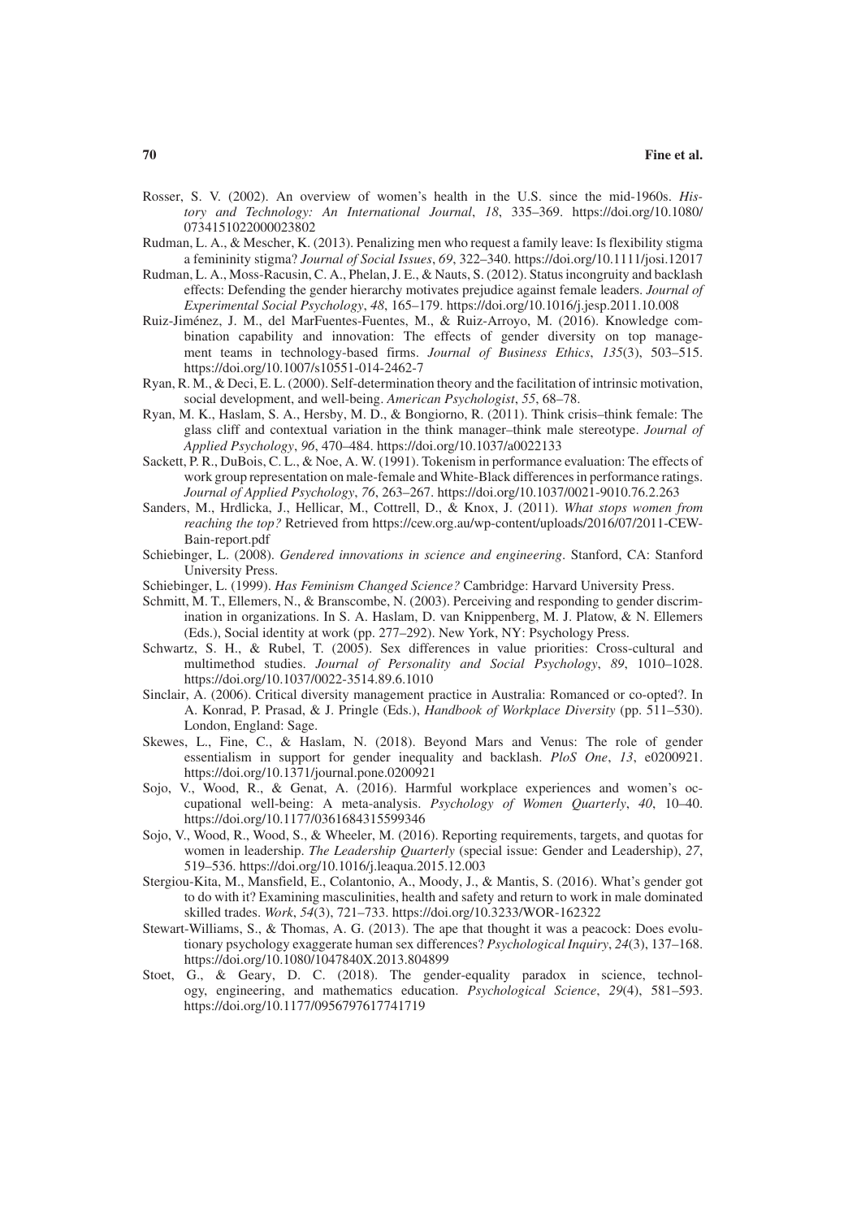Rosser, S. V. (2002). An overview of women's health in the U.S. since the mid-1960s. *History and Technology: An International Journal*, *18*, 335–369. https://doi.org/10.1080/0734151022000023802

Rudman, L. A., & Mescher, K. (2013). Penalizing men who request a family leave: Is flexibility stigma a femininity stigma? *Journal of Social Issues*, *69*, 322–340. https://doi.org/10.1111/josi.12017

Rudman, L. A., Moss-Racusin, C. A., Phelan, J. E., & Nauts, S. (2012). Status incongruity and backlash effects: Defending the gender hierarchy motivates prejudice against female leaders. *Journal of Experimental Social Psychology*, *48*, 165–179. https://doi.org/10.1016/j.jesp.2011.10.008

Ruiz-Jiménez, J. M., del MarFuentes-Fuentes, M., & Ruiz-Arroyo, M. (2016). Knowledge combination capability and innovation: The effects of gender diversity on top management teams in technology-based firms. *Journal of Business Ethics*, *135*(3), 503–515. https://doi.org/10.1007/s10551-014-2462-7

Ryan, R. M., & Deci, E. L. (2000). Self-determination theory and the facilitation of intrinsic motivation, social development, and well-being. *American Psychologist*, *55*, 68–78.

Ryan, M. K., Haslam, S. A., Hersby, M. D., & Bongiorno, R. (2011). Think crisis–think female: The glass cliff and contextual variation in the think manager–think male stereotype. *Journal of Applied Psychology*, *96*, 470–484. https://doi.org/10.1037/a0022133

Sackett, P. R., DuBois, C. L., & Noe, A. W. (1991). Tokenism in performance evaluation: The effects of work group representation on male-female and White-Black differences in performance ratings. *Journal of Applied Psychology*, *76*, 263–267. https://doi.org/10.1037/0021-9010.76.2.263

Sanders, M., Hrdlicka, J., Hellicar, M., Cottrell, D., & Knox, J. (2011). *What stops women from reaching the top?* Retrieved from https://cew.org.au/wp-content/uploads/2016/07/2011-CEW-Bain-report.pdf

Schiebinger, L. (2008). *Gendered innovations in science and engineering*. Stanford, CA: Stanford University Press.

Schiebinger, L. (1999). *Has Feminism Changed Science?* Cambridge: Harvard University Press.

Schmitt, M. T., Ellemers, N., & Branscombe, N. (2003). Perceiving and responding to gender discrimination in organizations. In S. A. Haslam, D. van Knippenberg, M. J. Platow, & N. Ellemers (Eds.), Social identity at work (pp. 277–292). New York, NY: Psychology Press.

Schwartz, S. H., & Rubel, T. (2005). Sex differences in value priorities: Cross-cultural and multimethod studies. *Journal of Personality and Social Psychology*, *89*, 1010–1028. https://doi.org/10.1037/0022-3514.89.6.1010

Sinclair, A. (2006). Critical diversity management practice in Australia: Romanced or co-opted?. In A. Konrad, P. Prasad, & J. Pringle (Eds.), *Handbook of Workplace Diversity* (pp. 511–530). London, England: Sage.

Skewes, L., Fine, C., & Haslam, N. (2018). Beyond Mars and Venus: The role of gender essentialism in support for gender inequality and backlash. *PloS One*, *13*, e0200921. https://doi.org/10.1371/journal.pone.0200921

Sojo, V., Wood, R., & Genat, A. (2016). Harmful workplace experiences and women's occupational well-being: A meta-analysis. *Psychology of Women Quarterly*, *40*, 10–40. https://doi.org/10.1177/0361684315599346

Sojo, V., Wood, R., Wood, S., & Wheeler, M. (2016). Reporting requirements, targets, and quotas for women in leadership. *The Leadership Quarterly* (special issue: Gender and Leadership), *27*, 519–536. https://doi.org/10.1016/j.leaqua.2015.12.003

Stergiou-Kita, M., Mansfield, E., Colantonio, A., Moody, J., & Mantis, S. (2016). What's gender got to do with it? Examining masculinities, health and safety and return to work in male dominated skilled trades. *Work*, *54*(3), 721–733. https://doi.org/10.3233/WOR-162322

Stewart-Williams, S., & Thomas, A. G. (2013). The ape that thought it was a peacock: Does evolutionary psychology exaggerate human sex differences? *Psychological Inquiry*, *24*(3), 137–168. https://doi.org/10.1080/1047840X.2013.804899

Stoet, G., & Geary, D. C. (2018). The gender-equality paradox in science, technology, engineering, and mathematics education. *Psychological Science*, *29*(4), 581–593. https://doi.org/10.1177/0956797617741719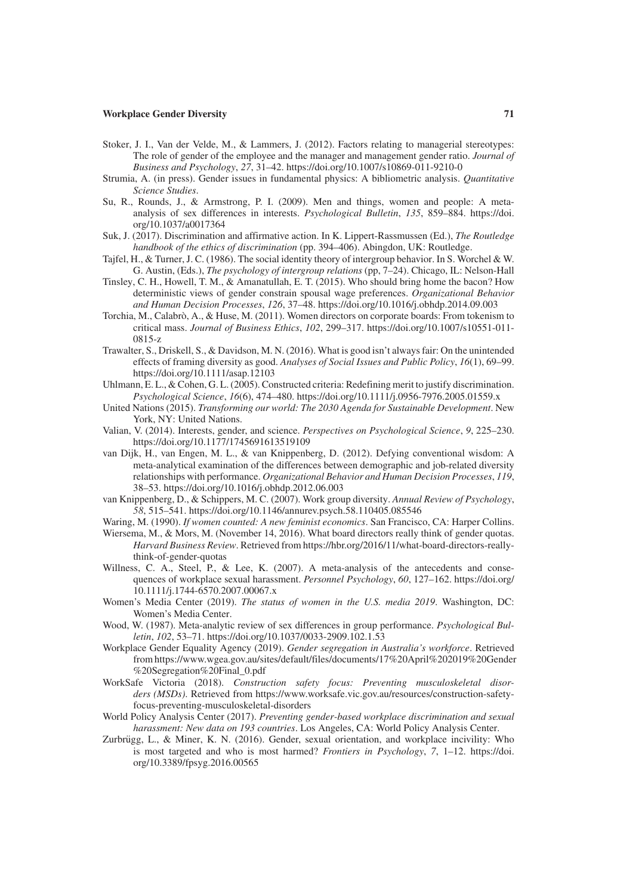Stoker, J. I., Van der Velde, M., & Lammers, J. (2012). Factors relating to managerial stereotypes: The role of gender of the employee and the manager and management gender ratio. *Journal of Business and Psychology*, *27*, 31–42. https://doi.org/10.1007/s10869-011-9210-0

Strumia, A. (in press). Gender issues in fundamental physics: A bibliometric analysis. *Quantitative Science Studies*.

Su, R., Rounds, J., & Armstrong, P. I. (2009). Men and things, women and people: A meta-analysis of sex differences in interests. *Psychological Bulletin*, *135*, 859–884. https://doi.org/10.1037/a0017364

Suk, J. (2017). Discrimination and affirmative action. In K. Lippert-Rassmussen (Ed.), *The Routledge handbook of the ethics of discrimination* (pp. 394–406). Abingdon, UK: Routledge.

Tajfel, H., & Turner, J. C. (1986). The social identity theory of intergroup behavior. In S. Worchel & W. G. Austin, (Eds.), *The psychology of intergroup relations* (pp, 7–24). Chicago, IL: Nelson-Hall

Tinsley, C. H., Howell, T. M., & Amanatullah, E. T. (2015). Who should bring home the bacon? How deterministic views of gender constrain spousal wage preferences. *Organizational Behavior and Human Decision Processes*, *126*, 37–48. https://doi.org/10.1016/j.obhdp.2014.09.003

Torchia, M., Calabrò, A., & Huse, M. (2011). Women directors on corporate boards: From tokenism to critical mass. *Journal of Business Ethics*, *102*, 299–317. https://doi.org/10.1007/s10551-011-0815-z

Trawalter, S., Driskell, S., & Davidson, M. N. (2016). What is good isn't always fair: On the unintended effects of framing diversity as good. *Analyses of Social Issues and Public Policy*, *16*(1), 69–99. https://doi.org/10.1111/asap.12103

Uhlmann, E. L., & Cohen, G. L. (2005). Constructed criteria: Redefining merit to justify discrimination. *Psychological Science*, *16*(6), 474–480. https://doi.org/10.1111/j.0956-7976.2005.01559.x

United Nations (2015). *Transforming our world: The 2030 Agenda for Sustainable Development*. New York, NY: United Nations.

Valian, V. (2014). Interests, gender, and science. *Perspectives on Psychological Science*, *9*, 225–230. https://doi.org/10.1177/1745691613519109

van Dijk, H., van Engen, M. L., & van Knippenberg, D. (2012). Defying conventional wisdom: A meta-analytical examination of the differences between demographic and job-related diversity relationships with performance. *Organizational Behavior and Human Decision Processes*, *119*, 38–53. https://doi.org/10.1016/j.obhdp.2012.06.003

van Knippenberg, D., & Schippers, M. C. (2007). Work group diversity. *Annual Review of Psychology*, *58*, 515–541. https://doi.org/10.1146/annurev.psych.58.110405.085546

Waring, M. (1990). *If women counted: A new feminist economics*. San Francisco, CA: Harper Collins.

Wiersema, M., & Mors, M. (November 14, 2016). What board directors really think of gender quotas. *Harvard Business Review*. Retrieved from https://hbr.org/2016/11/what-board-directors-really-think-of-gender-quotas

Willness, C. A., Steel, P., & Lee, K. (2007). A meta-analysis of the antecedents and consequences of workplace sexual harassment. *Personnel Psychology*, *60*, 127–162. https://doi.org/10.1111/j.1744-6570.2007.00067.x

Women's Media Center (2019). *The status of women in the U.S. media 2019*. Washington, DC: Women's Media Center.

Wood, W. (1987). Meta-analytic review of sex differences in group performance. *Psychological Bulletin*, *102*, 53–71. https://doi.org/10.1037/0033-2909.102.1.53

Workplace Gender Equality Agency (2019). *Gender segregation in Australia's workforce*. Retrieved from https://www.wgea.gov.au/sites/default/files/documents/17%20April%202019%20Gender%20Segregation%20Final_0.pdf

WorkSafe Victoria (2018). *Construction safety focus: Preventing musculoskeletal disorders (MSDs)*. Retrieved from https://www.worksafe.vic.gov.au/resources/construction-safety-focus-preventing-musculoskeletal-disorders

World Policy Analysis Center (2017). *Preventing gender-based workplace discrimination and sexual harassment: New data on 193 countries*. Los Angeles, CA: World Policy Analysis Center.

Zurbrügg, L., & Miner, K. N. (2016). Gender, sexual orientation, and workplace incivility: Who is most targeted and who is most harmed? *Frontiers in Psychology*, *7*, 1–12. https://doi.org/10.3389/fpsyg.2016.00565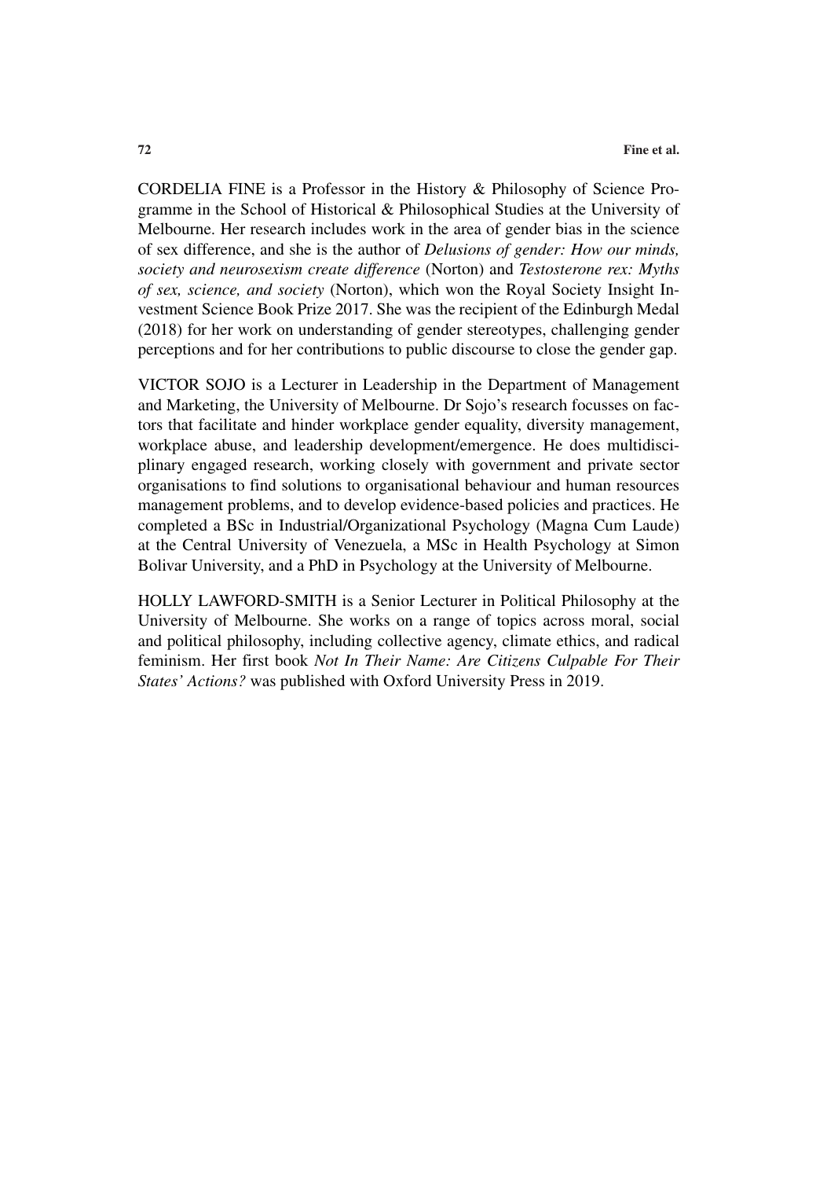CORDELIA FINE is a Professor in the History & Philosophy of Science Programme in the School of Historical & Philosophical Studies at the University of Melbourne. Her research includes work in the area of gender bias in the science of sex difference, and she is the author of *Delusions of gender: How our minds, society and neurosexism create difference* (Norton) and *Testosterone rex: Myths of sex, science, and society* (Norton), which won the Royal Society Insight Investment Science Book Prize 2017. She was the recipient of the Edinburgh Medal (2018) for her work on understanding of gender stereotypes, challenging gender perceptions and for her contributions to public discourse to close the gender gap.

VICTOR SOJO is a Lecturer in Leadership in the Department of Management and Marketing, the University of Melbourne. Dr Sojo's research focusses on factors that facilitate and hinder workplace gender equality, diversity management, workplace abuse, and leadership development/emergence. He does multidisciplinary engaged research, working closely with government and private sector organisations to find solutions to organisational behaviour and human resources management problems, and to develop evidence-based policies and practices. He completed a BSc in Industrial/Organizational Psychology (Magna Cum Laude) at the Central University of Venezuela, a MSc in Health Psychology at Simon Bolivar University, and a PhD in Psychology at the University of Melbourne.

HOLLY LAWFORD-SMITH is a Senior Lecturer in Political Philosophy at the University of Melbourne. She works on a range of topics across moral, social and political philosophy, including collective agency, climate ethics, and radical feminism. Her first book *Not In Their Name: Are Citizens Culpable For Their States' Actions?* was published with Oxford University Press in 2019.